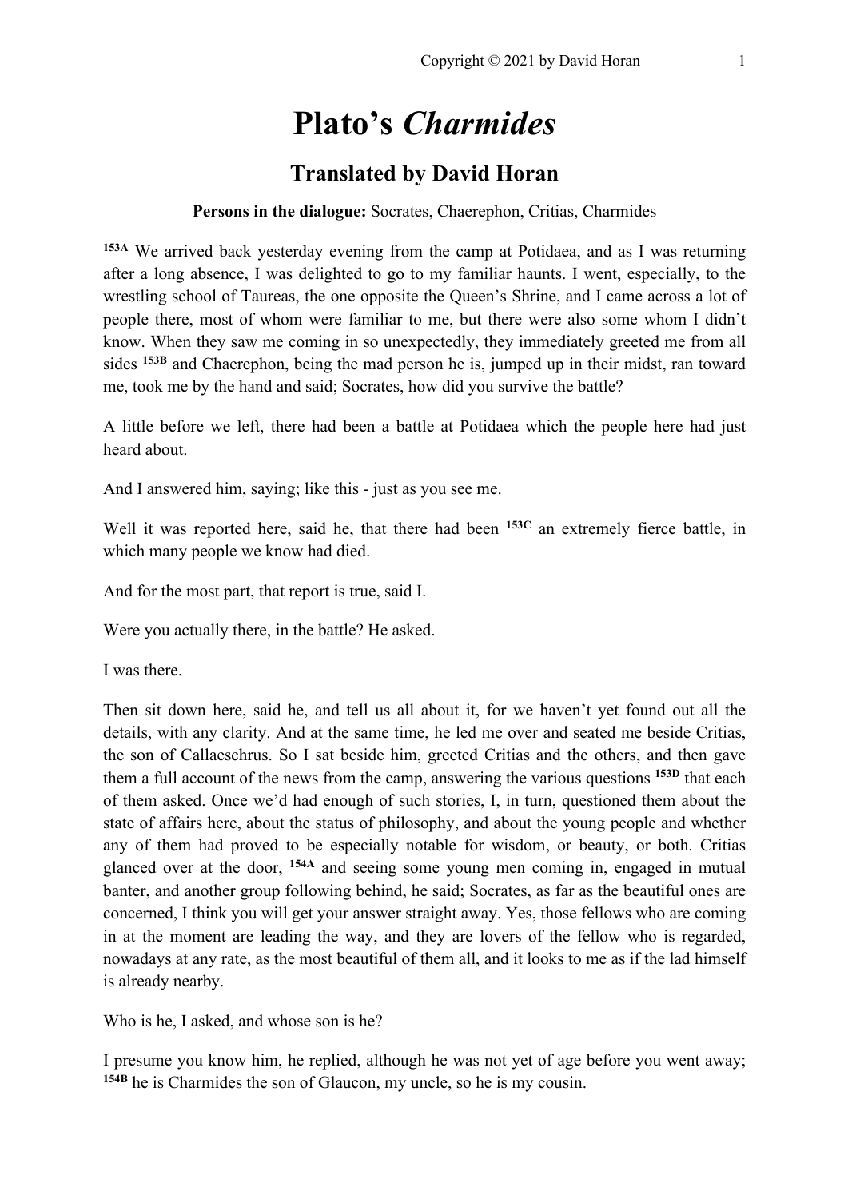# Plato's *Charmides*

## Translated by David Horan

**Persons in the dialogue:** Socrates, Chaerephon, Critias, Charmides

**153A** We arrived back yesterday evening from the camp at Potidaea, and as I was returning after a long absence, I was delighted to go to my familiar haunts. I went, especially, to the wrestling school of Taureas, the one opposite the Queen's Shrine, and I came across a lot of people there, most of whom were familiar to me, but there were also some whom I didn't know. When they saw me coming in so unexpectedly, they immediately greeted me from all sides **153B** and Chaerephon, being the mad person he is, jumped up in their midst, ran toward me, took me by the hand and said; Socrates, how did you survive the battle?

A little before we left, there had been a battle at Potidaea which the people here had just heard about.

And I answered him, saying; like this - just as you see me.

Well it was reported here, said he, that there had been **153C** an extremely fierce battle, in which many people we know had died.

And for the most part, that report is true, said I.

Were you actually there, in the battle? He asked.

I was there.

Then sit down here, said he, and tell us all about it, for we haven't yet found out all the details, with any clarity. And at the same time, he led me over and seated me beside Critias, the son of Callaeschrus. So I sat beside him, greeted Critias and the others, and then gave them a full account of the news from the camp, answering the various questions **153D** that each of them asked. Once we'd had enough of such stories, I, in turn, questioned them about the state of affairs here, about the status of philosophy, and about the young people and whether any of them had proved to be especially notable for wisdom, or beauty, or both. Critias glanced over at the door, **154A** and seeing some young men coming in, engaged in mutual banter, and another group following behind, he said; Socrates, as far as the beautiful ones are concerned, I think you will get your answer straight away. Yes, those fellows who are coming in at the moment are leading the way, and they are lovers of the fellow who is regarded, nowadays at any rate, as the most beautiful of them all, and it looks to me as if the lad himself is already nearby.

Who is he, I asked, and whose son is he?

I presume you know him, he replied, although he was not yet of age before you went away; **154B** he is Charmides the son of Glaucon, my uncle, so he is my cousin.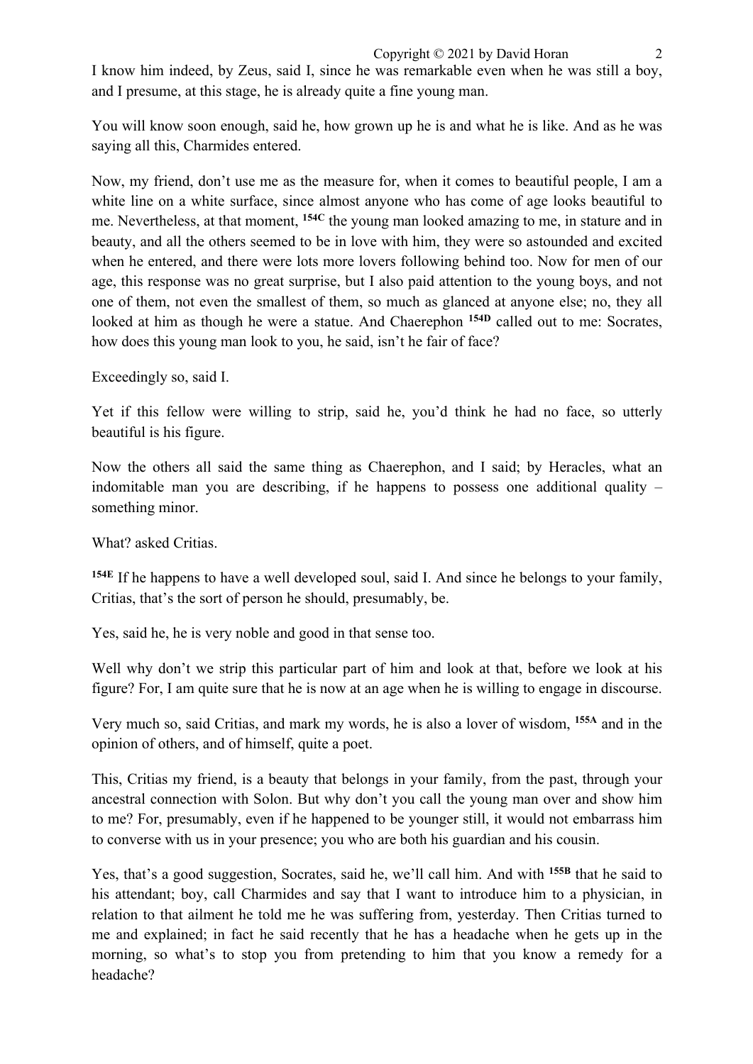I know him indeed, by Zeus, said I, since he was remarkable even when he was still a boy, and I presume, at this stage, he is already quite a fine young man.

You will know soon enough, said he, how grown up he is and what he is like. And as he was saying all this, Charmides entered.

Now, my friend, don't use me as the measure for, when it comes to beautiful people, I am a white line on a white surface, since almost anyone who has come of age looks beautiful to me. Nevertheless, at that moment, **154C** the young man looked amazing to me, in stature and in beauty, and all the others seemed to be in love with him, they were so astounded and excited when he entered, and there were lots more lovers following behind too. Now for men of our age, this response was no great surprise, but I also paid attention to the young boys, and not one of them, not even the smallest of them, so much as glanced at anyone else; no, they all looked at him as though he were a statue. And Chaerephon **154D** called out to me: Socrates, how does this young man look to you, he said, isn't he fair of face?

Exceedingly so, said I.

Yet if this fellow were willing to strip, said he, you'd think he had no face, so utterly beautiful is his figure.

Now the others all said the same thing as Chaerephon, and I said; by Heracles, what an indomitable man you are describing, if he happens to possess one additional quality – something minor.

What? asked Critias.

**154E** If he happens to have a well developed soul, said I. And since he belongs to your family, Critias, that's the sort of person he should, presumably, be.

Yes, said he, he is very noble and good in that sense too.

Well why don't we strip this particular part of him and look at that, before we look at his figure? For, I am quite sure that he is now at an age when he is willing to engage in discourse.

Very much so, said Critias, and mark my words, he is also a lover of wisdom, **155A** and in the opinion of others, and of himself, quite a poet.

This, Critias my friend, is a beauty that belongs in your family, from the past, through your ancestral connection with Solon. But why don't you call the young man over and show him to me? For, presumably, even if he happened to be younger still, it would not embarrass him to converse with us in your presence; you who are both his guardian and his cousin.

Yes, that's a good suggestion, Socrates, said he, we'll call him. And with **155B** that he said to his attendant; boy, call Charmides and say that I want to introduce him to a physician, in relation to that ailment he told me he was suffering from, yesterday. Then Critias turned to me and explained; in fact he said recently that he has a headache when he gets up in the morning, so what's to stop you from pretending to him that you know a remedy for a headache?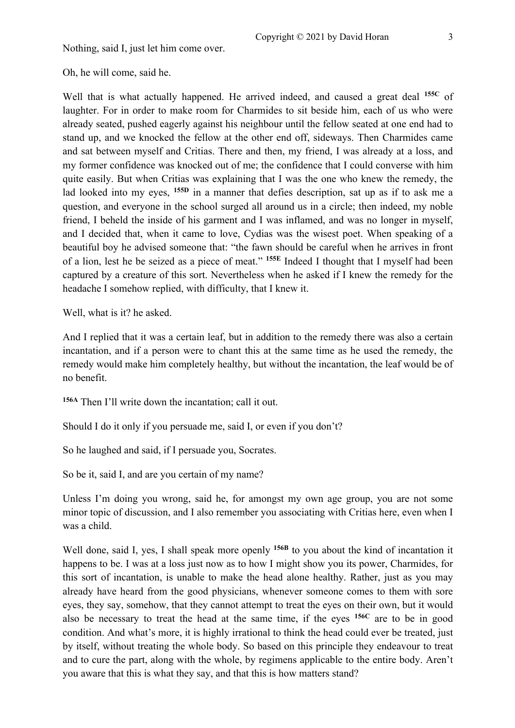Nothing, said I, just let him come over.

Oh, he will come, said he.

Well that is what actually happened. He arrived indeed, and caused a great deal **155C** of laughter. For in order to make room for Charmides to sit beside him, each of us who were already seated, pushed eagerly against his neighbour until the fellow seated at one end had to stand up, and we knocked the fellow at the other end off, sideways. Then Charmides came and sat between myself and Critias. There and then, my friend, I was already at a loss, and my former confidence was knocked out of me; the confidence that I could converse with him quite easily. But when Critias was explaining that I was the one who knew the remedy, the lad looked into my eyes, **155D** in a manner that defies description, sat up as if to ask me a question, and everyone in the school surged all around us in a circle; then indeed, my noble friend, I beheld the inside of his garment and I was inflamed, and was no longer in myself, and I decided that, when it came to love, Cydias was the wisest poet. When speaking of a beautiful boy he advised someone that: "the fawn should be careful when he arrives in front of a lion, lest he be seized as a piece of meat." **155E** Indeed I thought that I myself had been captured by a creature of this sort. Nevertheless when he asked if I knew the remedy for the headache I somehow replied, with difficulty, that I knew it.

Well, what is it? he asked.

And I replied that it was a certain leaf, but in addition to the remedy there was also a certain incantation, and if a person were to chant this at the same time as he used the remedy, the remedy would make him completely healthy, but without the incantation, the leaf would be of no benefit.

**156A** Then I'll write down the incantation; call it out.

Should I do it only if you persuade me, said I, or even if you don't?

So he laughed and said, if I persuade you, Socrates.

So be it, said I, and are you certain of my name?

Unless I'm doing you wrong, said he, for amongst my own age group, you are not some minor topic of discussion, and I also remember you associating with Critias here, even when I was a child.

Well done, said I, yes, I shall speak more openly **156B** to you about the kind of incantation it happens to be. I was at a loss just now as to how I might show you its power, Charmides, for this sort of incantation, is unable to make the head alone healthy. Rather, just as you may already have heard from the good physicians, whenever someone comes to them with sore eyes, they say, somehow, that they cannot attempt to treat the eyes on their own, but it would also be necessary to treat the head at the same time, if the eyes **156C** are to be in good condition. And what's more, it is highly irrational to think the head could ever be treated, just by itself, without treating the whole body. So based on this principle they endeavour to treat and to cure the part, along with the whole, by regimens applicable to the entire body. Aren't you aware that this is what they say, and that this is how matters stand?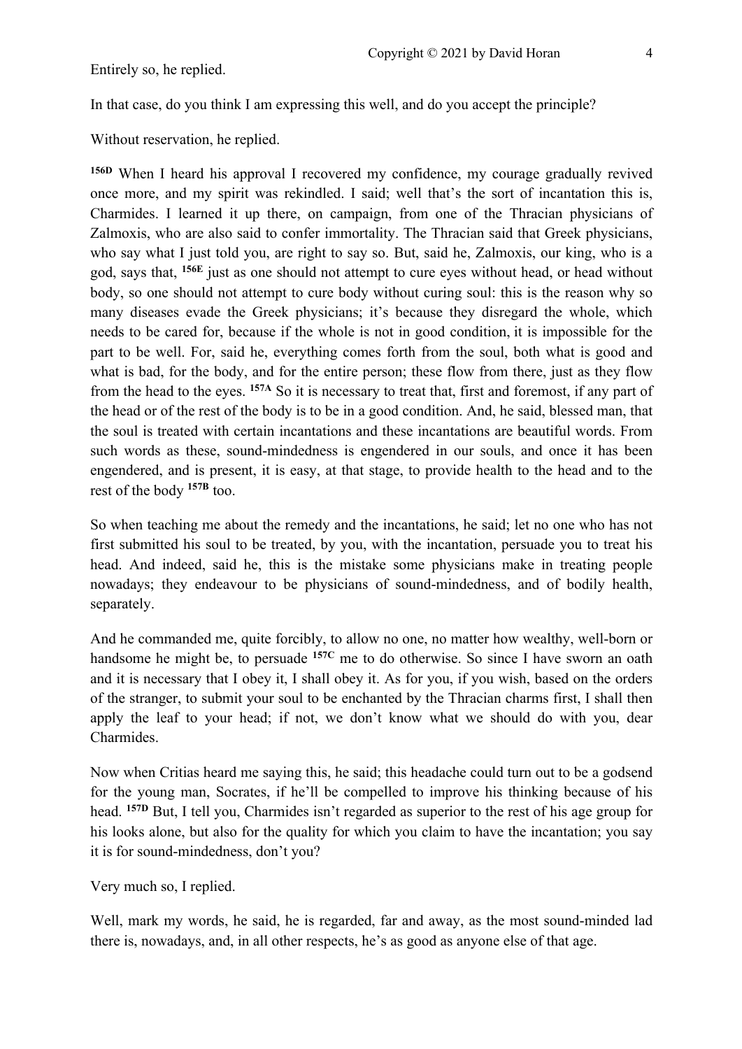Entirely so, he replied.

In that case, do you think I am expressing this well, and do you accept the principle?

Without reservation, he replied.

**156D** When I heard his approval I recovered my confidence, my courage gradually revived once more, and my spirit was rekindled. I said; well that's the sort of incantation this is, Charmides. I learned it up there, on campaign, from one of the Thracian physicians of Zalmoxis, who are also said to confer immortality. The Thracian said that Greek physicians, who say what I just told you, are right to say so. But, said he, Zalmoxis, our king, who is a god, says that, **156E** just as one should not attempt to cure eyes without head, or head without body, so one should not attempt to cure body without curing soul: this is the reason why so many diseases evade the Greek physicians; it's because they disregard the whole, which needs to be cared for, because if the whole is not in good condition, it is impossible for the part to be well. For, said he, everything comes forth from the soul, both what is good and what is bad, for the body, and for the entire person; these flow from there, just as they flow from the head to the eyes. **157A** So it is necessary to treat that, first and foremost, if any part of the head or of the rest of the body is to be in a good condition. And, he said, blessed man, that the soul is treated with certain incantations and these incantations are beautiful words. From such words as these, sound-mindedness is engendered in our souls, and once it has been engendered, and is present, it is easy, at that stage, to provide health to the head and to the rest of the body **157B** too.

So when teaching me about the remedy and the incantations, he said; let no one who has not first submitted his soul to be treated, by you, with the incantation, persuade you to treat his head. And indeed, said he, this is the mistake some physicians make in treating people nowadays; they endeavour to be physicians of sound-mindedness, and of bodily health, separately.

And he commanded me, quite forcibly, to allow no one, no matter how wealthy, well-born or handsome he might be, to persuade **157C** me to do otherwise. So since I have sworn an oath and it is necessary that I obey it, I shall obey it. As for you, if you wish, based on the orders of the stranger, to submit your soul to be enchanted by the Thracian charms first, I shall then apply the leaf to your head; if not, we don't know what we should do with you, dear Charmides.

Now when Critias heard me saying this, he said; this headache could turn out to be a godsend for the young man, Socrates, if he'll be compelled to improve his thinking because of his head. **157D** But, I tell you, Charmides isn't regarded as superior to the rest of his age group for his looks alone, but also for the quality for which you claim to have the incantation; you say it is for sound-mindedness, don't you?

Very much so, I replied.

Well, mark my words, he said, he is regarded, far and away, as the most sound-minded lad there is, nowadays, and, in all other respects, he's as good as anyone else of that age.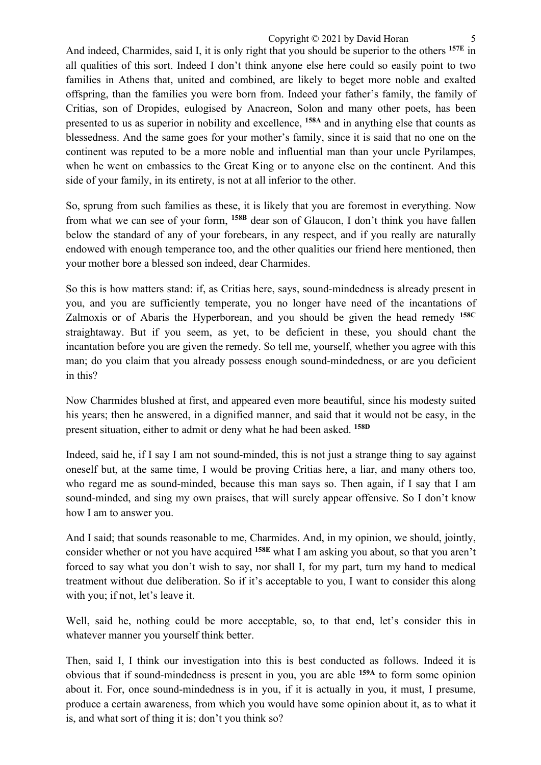And indeed, Charmides, said I, it is only right that you should be superior to the others **157E** in all qualities of this sort. Indeed I don't think anyone else here could so easily point to two families in Athens that, united and combined, are likely to beget more noble and exalted offspring, than the families you were born from. Indeed your father's family, the family of Critias, son of Dropides, eulogised by Anacreon, Solon and many other poets, has been presented to us as superior in nobility and excellence, **158A** and in anything else that counts as blessedness. And the same goes for your mother's family, since it is said that no one on the continent was reputed to be a more noble and influential man than your uncle Pyrilampes, when he went on embassies to the Great King or to anyone else on the continent. And this side of your family, in its entirety, is not at all inferior to the other.

So, sprung from such families as these, it is likely that you are foremost in everything. Now from what we can see of your form, **158B** dear son of Glaucon, I don't think you have fallen below the standard of any of your forebears, in any respect, and if you really are naturally endowed with enough temperance too, and the other qualities our friend here mentioned, then your mother bore a blessed son indeed, dear Charmides.

So this is how matters stand: if, as Critias here, says, sound-mindedness is already present in you, and you are sufficiently temperate, you no longer have need of the incantations of Zalmoxis or of Abaris the Hyperborean, and you should be given the head remedy **158C** straightaway. But if you seem, as yet, to be deficient in these, you should chant the incantation before you are given the remedy. So tell me, yourself, whether you agree with this man; do you claim that you already possess enough sound-mindedness, or are you deficient in this?

Now Charmides blushed at first, and appeared even more beautiful, since his modesty suited his years; then he answered, in a dignified manner, and said that it would not be easy, in the present situation, either to admit or deny what he had been asked. **158D**

Indeed, said he, if I say I am not sound-minded, this is not just a strange thing to say against oneself but, at the same time, I would be proving Critias here, a liar, and many others too, who regard me as sound-minded, because this man says so. Then again, if I say that I am sound-minded, and sing my own praises, that will surely appear offensive. So I don't know how I am to answer you.

And I said; that sounds reasonable to me, Charmides. And, in my opinion, we should, jointly, consider whether or not you have acquired **158E** what I am asking you about, so that you aren't forced to say what you don't wish to say, nor shall I, for my part, turn my hand to medical treatment without due deliberation. So if it's acceptable to you, I want to consider this along with you; if not, let's leave it.

Well, said he, nothing could be more acceptable, so, to that end, let's consider this in whatever manner you yourself think better.

Then, said I, I think our investigation into this is best conducted as follows. Indeed it is obvious that if sound-mindedness is present in you, you are able **159A** to form some opinion about it. For, once sound-mindedness is in you, if it is actually in you, it must, I presume, produce a certain awareness, from which you would have some opinion about it, as to what it is, and what sort of thing it is; don't you think so?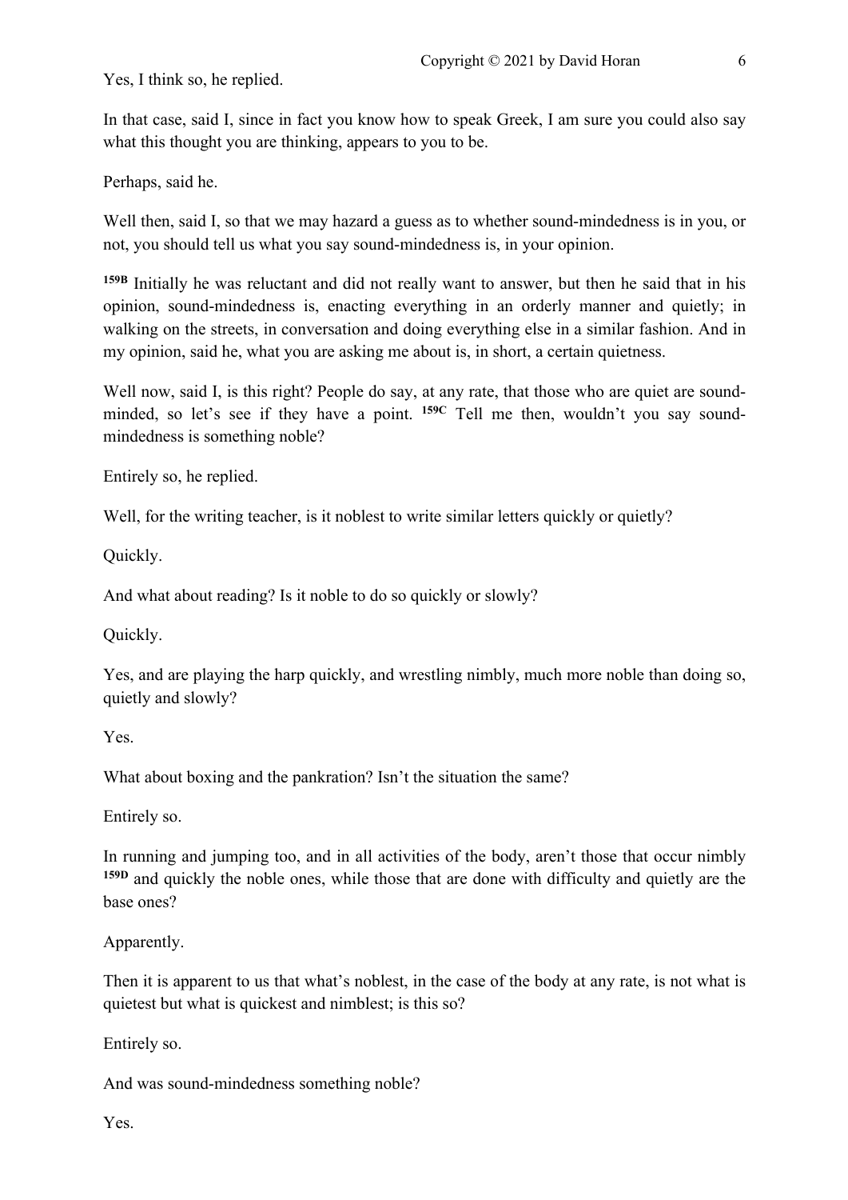Yes, I think so, he replied.

In that case, said I, since in fact you know how to speak Greek, I am sure you could also say what this thought you are thinking, appears to you to be.

Perhaps, said he.

Well then, said I, so that we may hazard a guess as to whether sound-mindedness is in you, or not, you should tell us what you say sound-mindedness is, in your opinion.

**159B** Initially he was reluctant and did not really want to answer, but then he said that in his opinion, sound-mindedness is, enacting everything in an orderly manner and quietly; in walking on the streets, in conversation and doing everything else in a similar fashion. And in my opinion, said he, what you are asking me about is, in short, a certain quietness.

Well now, said I, is this right? People do say, at any rate, that those who are quiet are sound-minded, so let's see if they have a point. **159C** Tell me then, wouldn't you say sound-mindedness is something noble?

Entirely so, he replied.

Well, for the writing teacher, is it noblest to write similar letters quickly or quietly?

Quickly.

And what about reading? Is it noble to do so quickly or slowly?

Quickly.

Yes, and are playing the harp quickly, and wrestling nimbly, much more noble than doing so, quietly and slowly?

Yes.

What about boxing and the pankration? Isn't the situation the same?

Entirely so.

In running and jumping too, and in all activities of the body, aren't those that occur nimbly **159D** and quickly the noble ones, while those that are done with difficulty and quietly are the base ones?

Apparently.

Then it is apparent to us that what's noblest, in the case of the body at any rate, is not what is quietest but what is quickest and nimblest; is this so?

Entirely so.

And was sound-mindedness something noble?

Yes.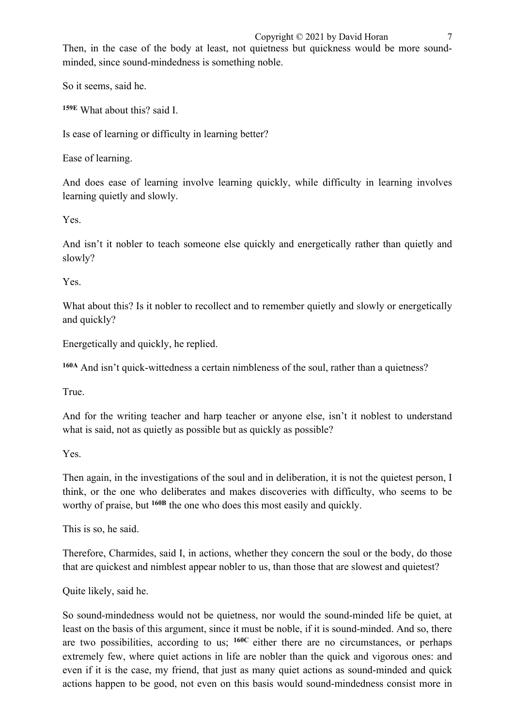Then, in the case of the body at least, not quietness but quickness would be more sound-minded, since sound-mindedness is something noble.

So it seems, said he.

**159E** What about this? said I.

Is ease of learning or difficulty in learning better?

Ease of learning.

And does ease of learning involve learning quickly, while difficulty in learning involves learning quietly and slowly.

Yes.

And isn't it nobler to teach someone else quickly and energetically rather than quietly and slowly?

Yes.

What about this? Is it nobler to recollect and to remember quietly and slowly or energetically and quickly?

Energetically and quickly, he replied.

**160A** And isn't quick-wittedness a certain nimbleness of the soul, rather than a quietness?

True.

And for the writing teacher and harp teacher or anyone else, isn't it noblest to understand what is said, not as quietly as possible but as quickly as possible?

Yes.

Then again, in the investigations of the soul and in deliberation, it is not the quietest person, I think, or the one who deliberates and makes discoveries with difficulty, who seems to be worthy of praise, but **160B** the one who does this most easily and quickly.

This is so, he said.

Therefore, Charmides, said I, in actions, whether they concern the soul or the body, do those that are quickest and nimblest appear nobler to us, than those that are slowest and quietest?

Quite likely, said he.

So sound-mindedness would not be quietness, nor would the sound-minded life be quiet, at least on the basis of this argument, since it must be noble, if it is sound-minded. And so, there are two possibilities, according to us; **160C** either there are no circumstances, or perhaps extremely few, where quiet actions in life are nobler than the quick and vigorous ones: and even if it is the case, my friend, that just as many quiet actions as sound-minded and quick actions happen to be good, not even on this basis would sound-mindedness consist more in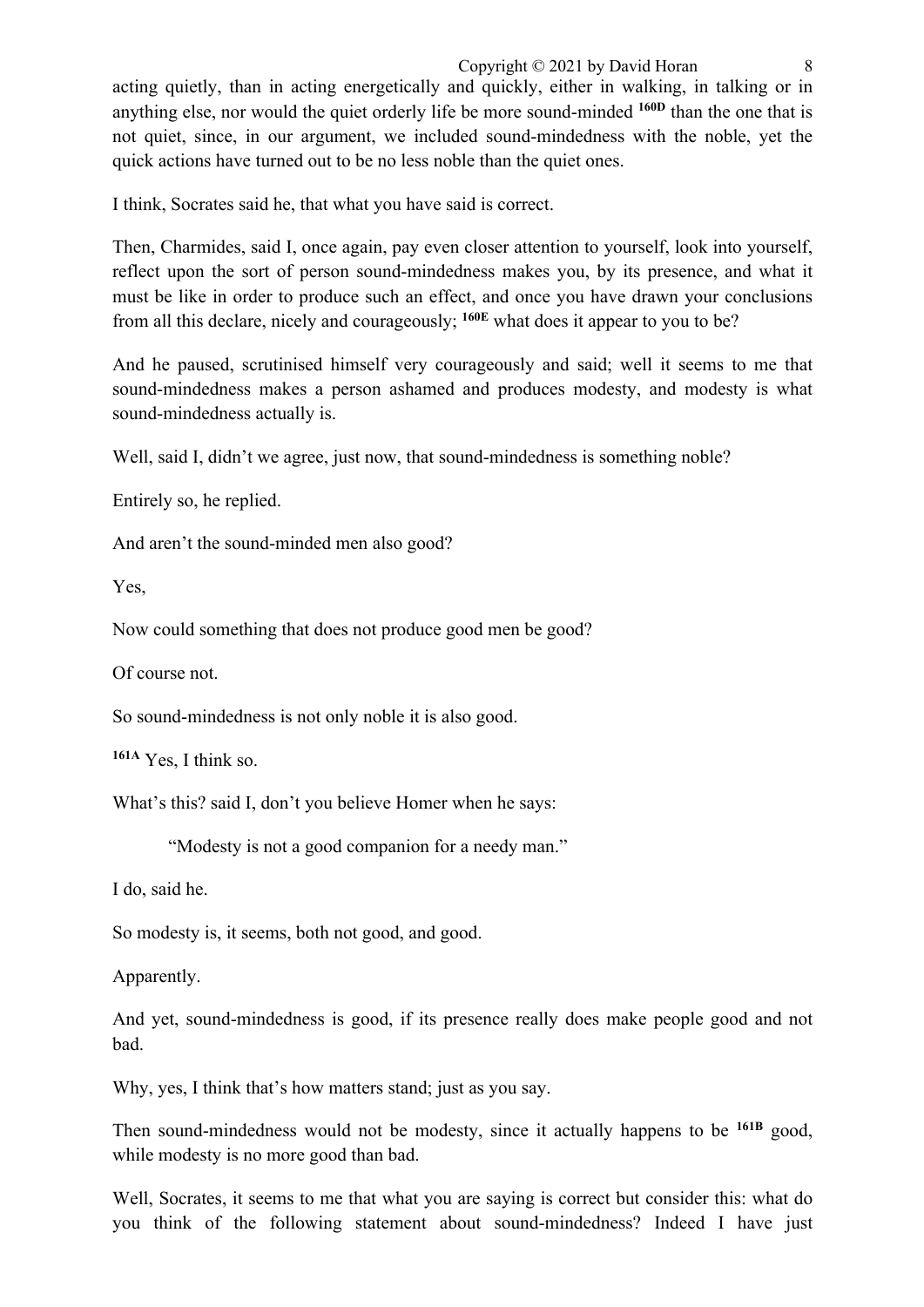acting quietly, than in acting energetically and quickly, either in walking, in talking or in anything else, nor would the quiet orderly life be more sound-minded **160D** than the one that is not quiet, since, in our argument, we included sound-mindedness with the noble, yet the quick actions have turned out to be no less noble than the quiet ones.

I think, Socrates said he, that what you have said is correct.

Then, Charmides, said I, once again, pay even closer attention to yourself, look into yourself, reflect upon the sort of person sound-mindedness makes you, by its presence, and what it must be like in order to produce such an effect, and once you have drawn your conclusions from all this declare, nicely and courageously; **160E** what does it appear to you to be?

And he paused, scrutinised himself very courageously and said; well it seems to me that sound-mindedness makes a person ashamed and produces modesty, and modesty is what sound-mindedness actually is.

Well, said I, didn't we agree, just now, that sound-mindedness is something noble?

Entirely so, he replied.

And aren't the sound-minded men also good?

Yes,

Now could something that does not produce good men be good?

Of course not.

So sound-mindedness is not only noble it is also good.

**161A** Yes, I think so.

What's this? said I, don't you believe Homer when he says:

> "Modesty is not a good companion for a needy man."

I do, said he.

So modesty is, it seems, both not good, and good.

Apparently.

And yet, sound-mindedness is good, if its presence really does make people good and not bad.

Why, yes, I think that's how matters stand; just as you say.

Then sound-mindedness would not be modesty, since it actually happens to be **161B** good, while modesty is no more good than bad.

Well, Socrates, it seems to me that what you are saying is correct but consider this: what do you think of the following statement about sound-mindedness? Indeed I have just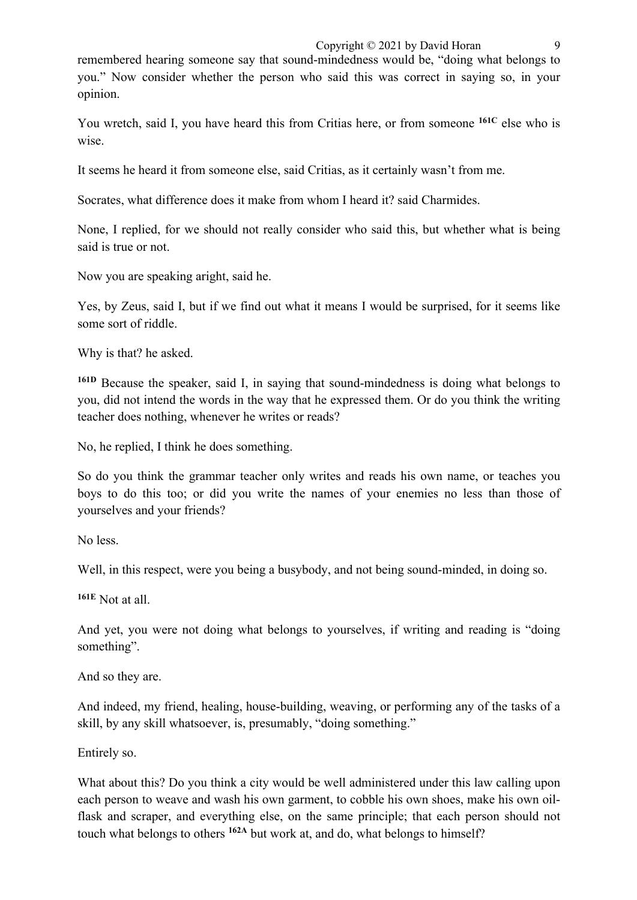remembered hearing someone say that sound-mindedness would be, “doing what belongs to you.” Now consider whether the person who said this was correct in saying so, in your opinion.

You wretch, said I, you have heard this from Critias here, or from someone **161C** else who is wise.

It seems he heard it from someone else, said Critias, as it certainly wasn’t from me.

Socrates, what difference does it make from whom I heard it? said Charmides.

None, I replied, for we should not really consider who said this, but whether what is being said is true or not.

Now you are speaking aright, said he.

Yes, by Zeus, said I, but if we find out what it means I would be surprised, for it seems like some sort of riddle.

Why is that? he asked.

**161D** Because the speaker, said I, in saying that sound-mindedness is doing what belongs to you, did not intend the words in the way that he expressed them. Or do you think the writing teacher does nothing, whenever he writes or reads?

No, he replied, I think he does something.

So do you think the grammar teacher only writes and reads his own name, or teaches you boys to do this too; or did you write the names of your enemies no less than those of yourselves and your friends?

No less.

Well, in this respect, were you being a busybody, and not being sound-minded, in doing so.

**161E** Not at all.

And yet, you were not doing what belongs to yourselves, if writing and reading is “doing something”.

And so they are.

And indeed, my friend, healing, house-building, weaving, or performing any of the tasks of a skill, by any skill whatsoever, is, presumably, “doing something.”

Entirely so.

What about this? Do you think a city would be well administered under this law calling upon each person to weave and wash his own garment, to cobble his own shoes, make his own oil-flask and scraper, and everything else, on the same principle; that each person should not touch what belongs to others **162A** but work at, and do, what belongs to himself?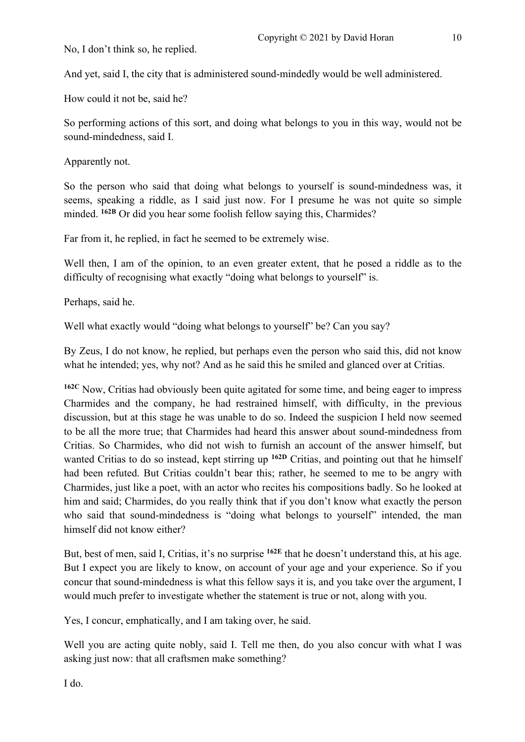No, I don't think so, he replied.

And yet, said I, the city that is administered sound-mindedly would be well administered.

How could it not be, said he?

So performing actions of this sort, and doing what belongs to you in this way, would not be sound-mindedness, said I.

Apparently not.

So the person who said that doing what belongs to yourself is sound-mindedness was, it seems, speaking a riddle, as I said just now. For I presume he was not quite so simple minded. **162B** Or did you hear some foolish fellow saying this, Charmides?

Far from it, he replied, in fact he seemed to be extremely wise.

Well then, I am of the opinion, to an even greater extent, that he posed a riddle as to the difficulty of recognising what exactly "doing what belongs to yourself" is.

Perhaps, said he.

Well what exactly would "doing what belongs to yourself" be? Can you say?

By Zeus, I do not know, he replied, but perhaps even the person who said this, did not know what he intended; yes, why not? And as he said this he smiled and glanced over at Critias.

**162C** Now, Critias had obviously been quite agitated for some time, and being eager to impress Charmides and the company, he had restrained himself, with difficulty, in the previous discussion, but at this stage he was unable to do so. Indeed the suspicion I held now seemed to be all the more true; that Charmides had heard this answer about sound-mindedness from Critias. So Charmides, who did not wish to furnish an account of the answer himself, but wanted Critias to do so instead, kept stirring up **162D** Critias, and pointing out that he himself had been refuted. But Critias couldn't bear this; rather, he seemed to me to be angry with Charmides, just like a poet, with an actor who recites his compositions badly. So he looked at him and said; Charmides, do you really think that if you don't know what exactly the person who said that sound-mindedness is "doing what belongs to yourself" intended, the man himself did not know either?

But, best of men, said I, Critias, it's no surprise **162E** that he doesn't understand this, at his age. But I expect you are likely to know, on account of your age and your experience. So if you concur that sound-mindedness is what this fellow says it is, and you take over the argument, I would much prefer to investigate whether the statement is true or not, along with you.

Yes, I concur, emphatically, and I am taking over, he said.

Well you are acting quite nobly, said I. Tell me then, do you also concur with what I was asking just now: that all craftsmen make something?

I do.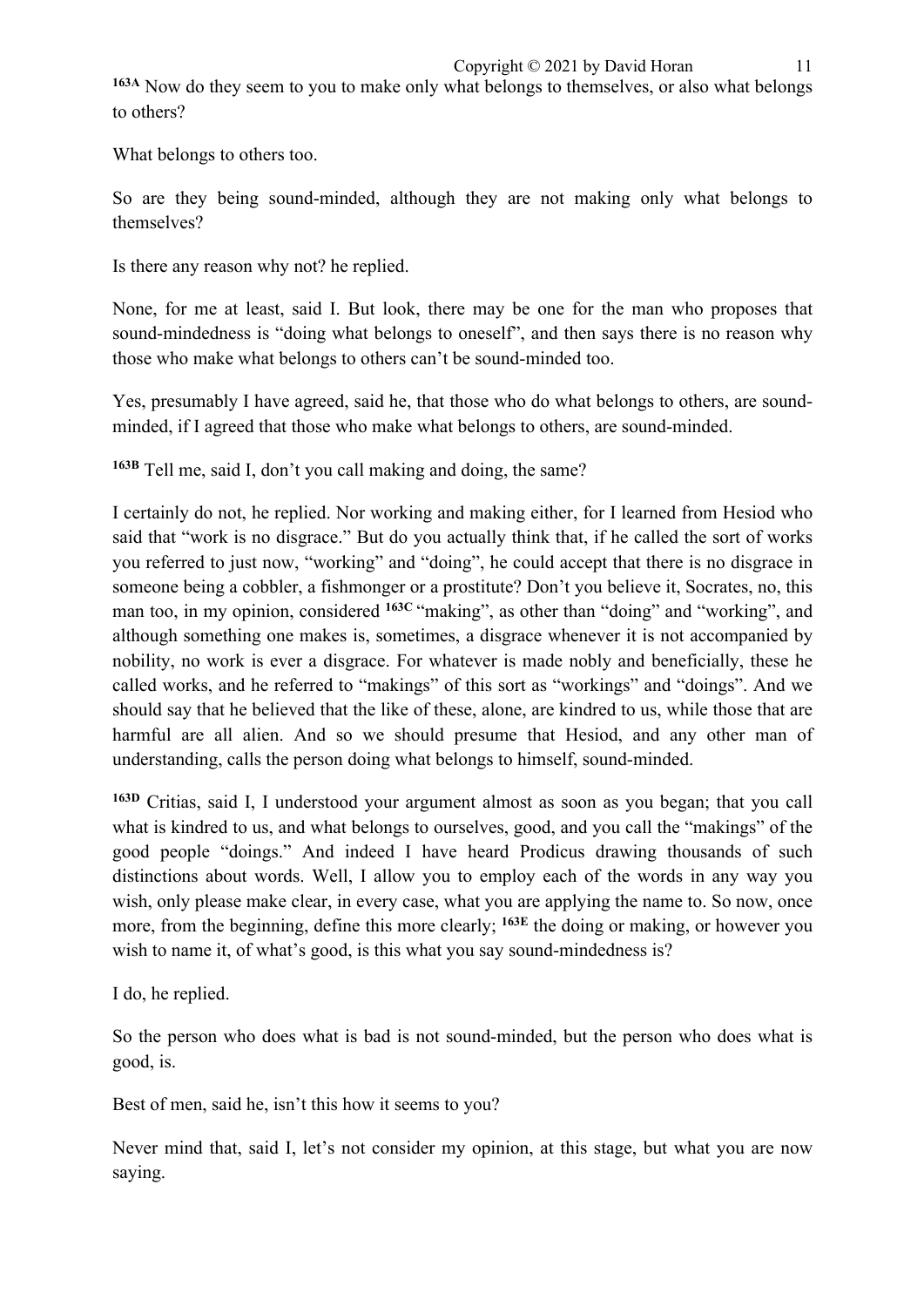[163A] Now do they seem to you to make only what belongs to themselves, or also what belongs to others?

What belongs to others too.

So are they being sound-minded, although they are not making only what belongs to themselves?

Is there any reason why not? he replied.

None, for me at least, said I. But look, there may be one for the man who proposes that sound-mindedness is "doing what belongs to oneself", and then says there is no reason why those who make what belongs to others can't be sound-minded too.

Yes, presumably I have agreed, said he, that those who do what belongs to others, are sound-minded, if I agreed that those who make what belongs to others, are sound-minded.

[163B] Tell me, said I, don't you call making and doing, the same?

I certainly do not, he replied. Nor working and making either, for I learned from Hesiod who said that "work is no disgrace." But do you actually think that, if he called the sort of works you referred to just now, "working" and "doing", he could accept that there is no disgrace in someone being a cobbler, a fishmonger or a prostitute? Don't you believe it, Socrates, no, this man too, in my opinion, considered [163C] "making", as other than "doing" and "working", and although something one makes is, sometimes, a disgrace whenever it is not accompanied by nobility, no work is ever a disgrace. For whatever is made nobly and beneficially, these he called works, and he referred to "makings" of this sort as "workings" and "doings". And we should say that he believed that the like of these, alone, are kindred to us, while those that are harmful are all alien. And so we should presume that Hesiod, and any other man of understanding, calls the person doing what belongs to himself, sound-minded.

[163D] Critias, said I, I understood your argument almost as soon as you began; that you call what is kindred to us, and what belongs to ourselves, good, and you call the "makings" of the good people "doings." And indeed I have heard Prodicus drawing thousands of such distinctions about words. Well, I allow you to employ each of the words in any way you wish, only please make clear, in every case, what you are applying the name to. So now, once more, from the beginning, define this more clearly; [163E] the doing or making, or however you wish to name it, of what's good, is this what you say sound-mindedness is?

I do, he replied.

So the person who does what is bad is not sound-minded, but the person who does what is good, is.

Best of men, said he, isn't this how it seems to you?

Never mind that, said I, let's not consider my opinion, at this stage, but what you are now saying.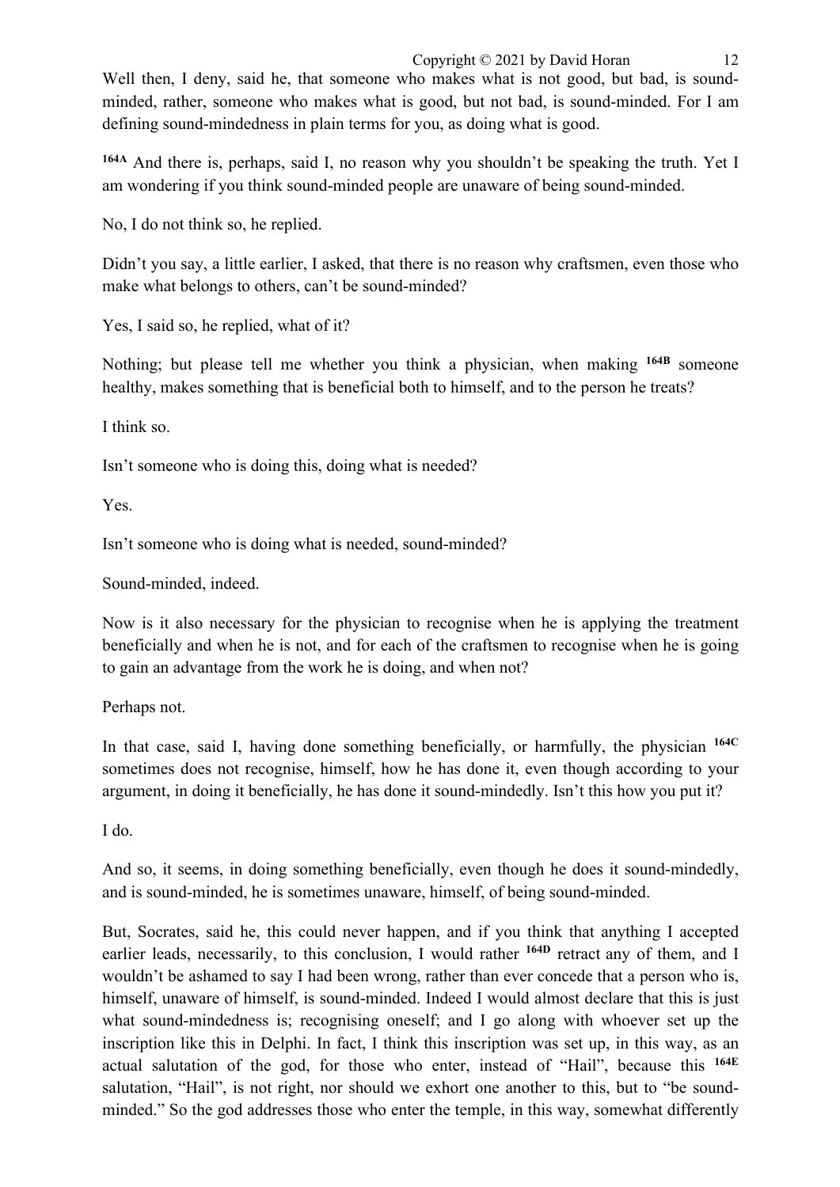Well then, I deny, said he, that someone who makes what is not good, but bad, is sound-minded, rather, someone who makes what is good, but not bad, is sound-minded. For I am defining sound-mindedness in plain terms for you, as doing what is good.

[164A] And there is, perhaps, said I, no reason why you shouldn't be speaking the truth. Yet I am wondering if you think sound-minded people are unaware of being sound-minded.

No, I do not think so, he replied.

Didn't you say, a little earlier, I asked, that there is no reason why craftsmen, even those who make what belongs to others, can't be sound-minded?

Yes, I said so, he replied, what of it?

Nothing; but please tell me whether you think a physician, when making [164B] someone healthy, makes something that is beneficial both to himself, and to the person he treats?

I think so.

Isn't someone who is doing this, doing what is needed?

Yes.

Isn't someone who is doing what is needed, sound-minded?

Sound-minded, indeed.

Now is it also necessary for the physician to recognise when he is applying the treatment beneficially and when he is not, and for each of the craftsmen to recognise when he is going to gain an advantage from the work he is doing, and when not?

Perhaps not.

In that case, said I, having done something beneficially, or harmfully, the physician [164C] sometimes does not recognise, himself, how he has done it, even though according to your argument, in doing it beneficially, he has done it sound-mindedly. Isn't this how you put it?

I do.

And so, it seems, in doing something beneficially, even though he does it sound-mindedly, and is sound-minded, he is sometimes unaware, himself, of being sound-minded.

But, Socrates, said he, this could never happen, and if you think that anything I accepted earlier leads, necessarily, to this conclusion, I would rather [164D] retract any of them, and I wouldn't be ashamed to say I had been wrong, rather than ever concede that a person who is, himself, unaware of himself, is sound-minded. Indeed I would almost declare that this is just what sound-mindedness is; recognising oneself; and I go along with whoever set up the inscription like this in Delphi. In fact, I think this inscription was set up, in this way, as an actual salutation of the god, for those who enter, instead of "Hail", because this [164E] salutation, "Hail", is not right, nor should we exhort one another to this, but to "be sound-minded." So the god addresses those who enter the temple, in this way, somewhat differently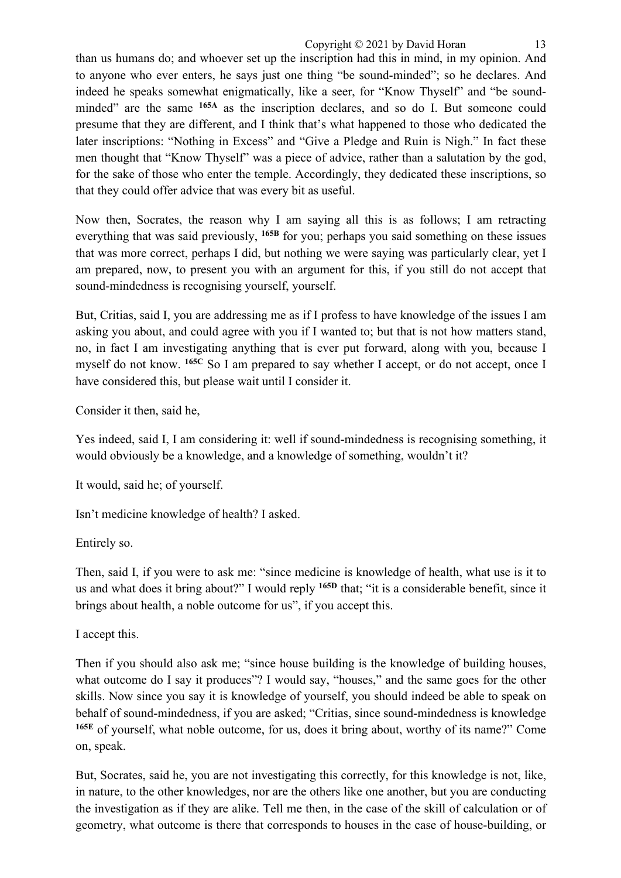than us humans do; and whoever set up the inscription had this in mind, in my opinion. And to anyone who ever enters, he says just one thing "be sound-minded"; so he declares. And indeed he speaks somewhat enigmatically, like a seer, for "Know Thyself" and "be sound-minded" are the same **165A** as the inscription declares, and so do I. But someone could presume that they are different, and I think that's what happened to those who dedicated the later inscriptions: "Nothing in Excess" and "Give a Pledge and Ruin is Nigh." In fact these men thought that "Know Thyself" was a piece of advice, rather than a salutation by the god, for the sake of those who enter the temple. Accordingly, they dedicated these inscriptions, so that they could offer advice that was every bit as useful.

Now then, Socrates, the reason why I am saying all this is as follows; I am retracting everything that was said previously, **165B** for you; perhaps you said something on these issues that was more correct, perhaps I did, but nothing we were saying was particularly clear, yet I am prepared, now, to present you with an argument for this, if you still do not accept that sound-mindedness is recognising yourself, yourself.

But, Critias, said I, you are addressing me as if I profess to have knowledge of the issues I am asking you about, and could agree with you if I wanted to; but that is not how matters stand, no, in fact I am investigating anything that is ever put forward, along with you, because I myself do not know. **165C** So I am prepared to say whether I accept, or do not accept, once I have considered this, but please wait until I consider it.

Consider it then, said he,

Yes indeed, said I, I am considering it: well if sound-mindedness is recognising something, it would obviously be a knowledge, and a knowledge of something, wouldn't it?

It would, said he; of yourself.

Isn't medicine knowledge of health? I asked.

Entirely so.

Then, said I, if you were to ask me: "since medicine is knowledge of health, what use is it to us and what does it bring about?" I would reply **165D** that; "it is a considerable benefit, since it brings about health, a noble outcome for us", if you accept this.

I accept this.

Then if you should also ask me; "since house building is the knowledge of building houses, what outcome do I say it produces"? I would say, "houses," and the same goes for the other skills. Now since you say it is knowledge of yourself, you should indeed be able to speak on behalf of sound-mindedness, if you are asked; "Critias, since sound-mindedness is knowledge **165E** of yourself, what noble outcome, for us, does it bring about, worthy of its name?" Come on, speak.

But, Socrates, said he, you are not investigating this correctly, for this knowledge is not, like, in nature, to the other knowledges, nor are the others like one another, but you are conducting the investigation as if they are alike. Tell me then, in the case of the skill of calculation or of geometry, what outcome is there that corresponds to houses in the case of house-building, or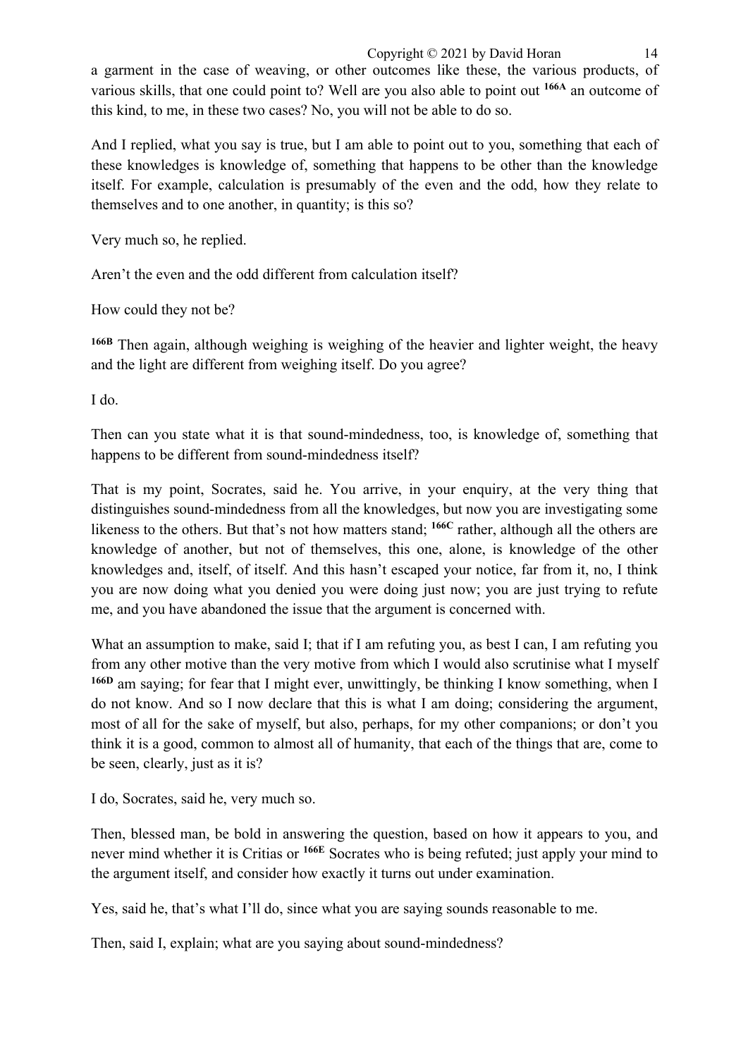a garment in the case of weaving, or other outcomes like these, the various products, of various skills, that one could point to? Well are you also able to point out **166A** an outcome of this kind, to me, in these two cases? No, you will not be able to do so.

And I replied, what you say is true, but I am able to point out to you, something that each of these knowledges is knowledge of, something that happens to be other than the knowledge itself. For example, calculation is presumably of the even and the odd, how they relate to themselves and to one another, in quantity; is this so?

Very much so, he replied.

Aren't the even and the odd different from calculation itself?

How could they not be?

**166B** Then again, although weighing is weighing of the heavier and lighter weight, the heavy and the light are different from weighing itself. Do you agree?

I do.

Then can you state what it is that sound-mindedness, too, is knowledge of, something that happens to be different from sound-mindedness itself?

That is my point, Socrates, said he. You arrive, in your enquiry, at the very thing that distinguishes sound-mindedness from all the knowledges, but now you are investigating some likeness to the others. But that's not how matters stand; **166C** rather, although all the others are knowledge of another, but not of themselves, this one, alone, is knowledge of the other knowledges and, itself, of itself. And this hasn't escaped your notice, far from it, no, I think you are now doing what you denied you were doing just now; you are just trying to refute me, and you have abandoned the issue that the argument is concerned with.

What an assumption to make, said I; that if I am refuting you, as best I can, I am refuting you from any other motive than the very motive from which I would also scrutinise what I myself **166D** am saying; for fear that I might ever, unwittingly, be thinking I know something, when I do not know. And so I now declare that this is what I am doing; considering the argument, most of all for the sake of myself, but also, perhaps, for my other companions; or don't you think it is a good, common to almost all of humanity, that each of the things that are, come to be seen, clearly, just as it is?

I do, Socrates, said he, very much so.

Then, blessed man, be bold in answering the question, based on how it appears to you, and never mind whether it is Critias or **166E** Socrates who is being refuted; just apply your mind to the argument itself, and consider how exactly it turns out under examination.

Yes, said he, that's what I'll do, since what you are saying sounds reasonable to me.

Then, said I, explain; what are you saying about sound-mindedness?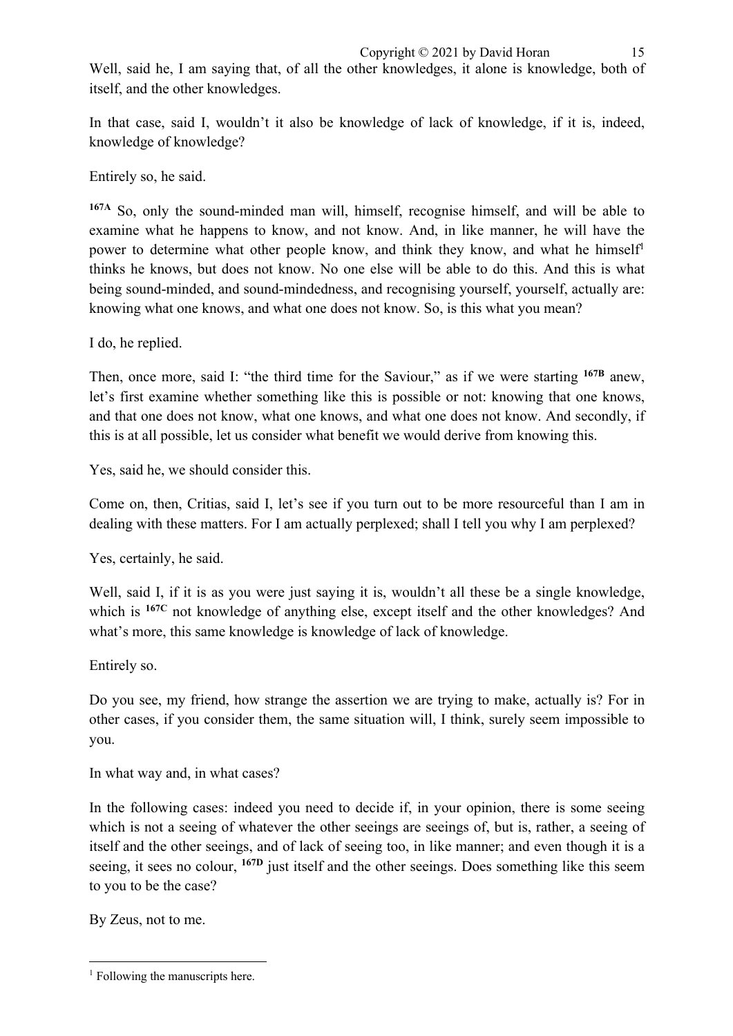Well, said he, I am saying that, of all the other knowledges, it alone is knowledge, both of itself, and the other knowledges.

In that case, said I, wouldn't it also be knowledge of lack of knowledge, if it is, indeed, knowledge of knowledge?

Entirely so, he said.

**167A** So, only the sound-minded man will, himself, recognise himself, and will be able to examine what he happens to know, and not know. And, in like manner, he will have the power to determine what other people know, and think they know, and what he himself[1] thinks he knows, but does not know. No one else will be able to do this. And this is what being sound-minded, and sound-mindedness, and recognising yourself, yourself, actually are: knowing what one knows, and what one does not know. So, is this what you mean?

I do, he replied.

Then, once more, said I: "the third time for the Saviour," as if we were starting **167B** anew, let's first examine whether something like this is possible or not: knowing that one knows, and that one does not know, what one knows, and what one does not know. And secondly, if this is at all possible, let us consider what benefit we would derive from knowing this.

Yes, said he, we should consider this.

Come on, then, Critias, said I, let's see if you turn out to be more resourceful than I am in dealing with these matters. For I am actually perplexed; shall I tell you why I am perplexed?

Yes, certainly, he said.

Well, said I, if it is as you were just saying it is, wouldn't all these be a single knowledge, which is **167C** not knowledge of anything else, except itself and the other knowledges? And what's more, this same knowledge is knowledge of lack of knowledge.

Entirely so.

Do you see, my friend, how strange the assertion we are trying to make, actually is? For in other cases, if you consider them, the same situation will, I think, surely seem impossible to you.

In what way and, in what cases?

In the following cases: indeed you need to decide if, in your opinion, there is some seeing which is not a seeing of whatever the other seeings are seeings of, but is, rather, a seeing of itself and the other seeings, and of lack of seeing too, in like manner; and even though it is a seeing, it sees no colour, **167D** just itself and the other seeings. Does something like this seem to you to be the case?

By Zeus, not to me.

---

[1] Following the manuscripts here.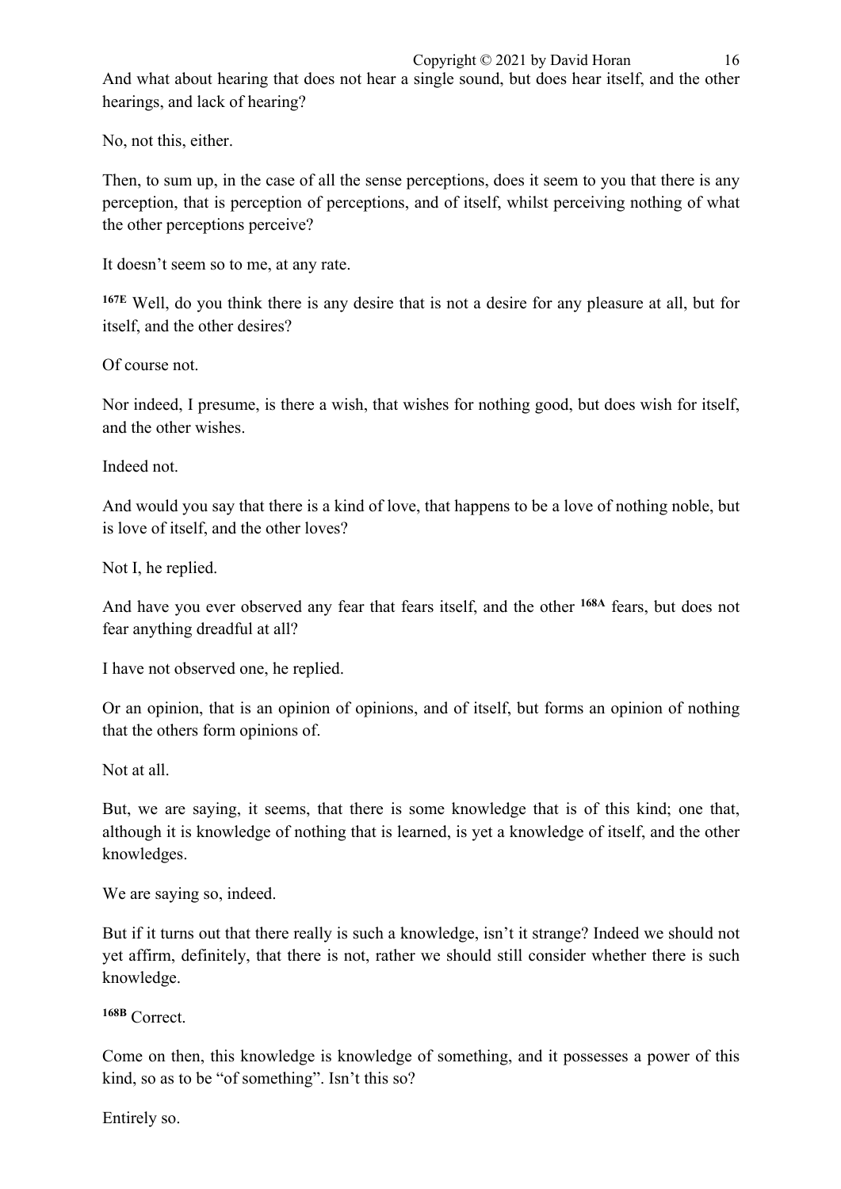And what about hearing that does not hear a single sound, but does hear itself, and the other hearings, and lack of hearing?

No, not this, either.

Then, to sum up, in the case of all the sense perceptions, does it seem to you that there is any perception, that is perception of perceptions, and of itself, whilst perceiving nothing of what the other perceptions perceive?

It doesn't seem so to me, at any rate.

**167E** Well, do you think there is any desire that is not a desire for any pleasure at all, but for itself, and the other desires?

Of course not.

Nor indeed, I presume, is there a wish, that wishes for nothing good, but does wish for itself, and the other wishes.

Indeed not.

And would you say that there is a kind of love, that happens to be a love of nothing noble, but is love of itself, and the other loves?

Not I, he replied.

And have you ever observed any fear that fears itself, and the other **168A** fears, but does not fear anything dreadful at all?

I have not observed one, he replied.

Or an opinion, that is an opinion of opinions, and of itself, but forms an opinion of nothing that the others form opinions of.

Not at all.

But, we are saying, it seems, that there is some knowledge that is of this kind; one that, although it is knowledge of nothing that is learned, is yet a knowledge of itself, and the other knowledges.

We are saying so, indeed.

But if it turns out that there really is such a knowledge, isn't it strange? Indeed we should not yet affirm, definitely, that there is not, rather we should still consider whether there is such knowledge.

**168B** Correct.

Come on then, this knowledge is knowledge of something, and it possesses a power of this kind, so as to be "of something". Isn't this so?

Entirely so.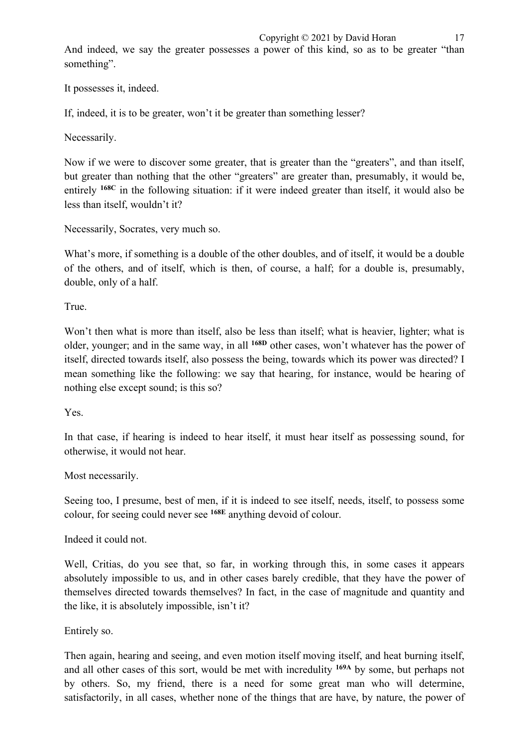And indeed, we say the greater possesses a power of this kind, so as to be greater “than something”.

It possesses it, indeed.

If, indeed, it is to be greater, won’t it be greater than something lesser?

Necessarily.

Now if we were to discover some greater, that is greater than the “greaters”, and than itself, but greater than nothing that the other “greaters” are greater than, presumably, it would be, entirely **168C** in the following situation: if it were indeed greater than itself, it would also be less than itself, wouldn’t it?

Necessarily, Socrates, very much so.

What’s more, if something is a double of the other doubles, and of itself, it would be a double of the others, and of itself, which is then, of course, a half; for a double is, presumably, double, only of a half.

True.

Won’t then what is more than itself, also be less than itself; what is heavier, lighter; what is older, younger; and in the same way, in all **168D** other cases, won’t whatever has the power of itself, directed towards itself, also possess the being, towards which its power was directed? I mean something like the following: we say that hearing, for instance, would be hearing of nothing else except sound; is this so?

Yes.

In that case, if hearing is indeed to hear itself, it must hear itself as possessing sound, for otherwise, it would not hear.

Most necessarily.

Seeing too, I presume, best of men, if it is indeed to see itself, needs, itself, to possess some colour, for seeing could never see **168E** anything devoid of colour.

Indeed it could not.

Well, Critias, do you see that, so far, in working through this, in some cases it appears absolutely impossible to us, and in other cases barely credible, that they have the power of themselves directed towards themselves? In fact, in the case of magnitude and quantity and the like, it is absolutely impossible, isn’t it?

Entirely so.

Then again, hearing and seeing, and even motion itself moving itself, and heat burning itself, and all other cases of this sort, would be met with incredulity **169A** by some, but perhaps not by others. So, my friend, there is a need for some great man who will determine, satisfactorily, in all cases, whether none of the things that are have, by nature, the power of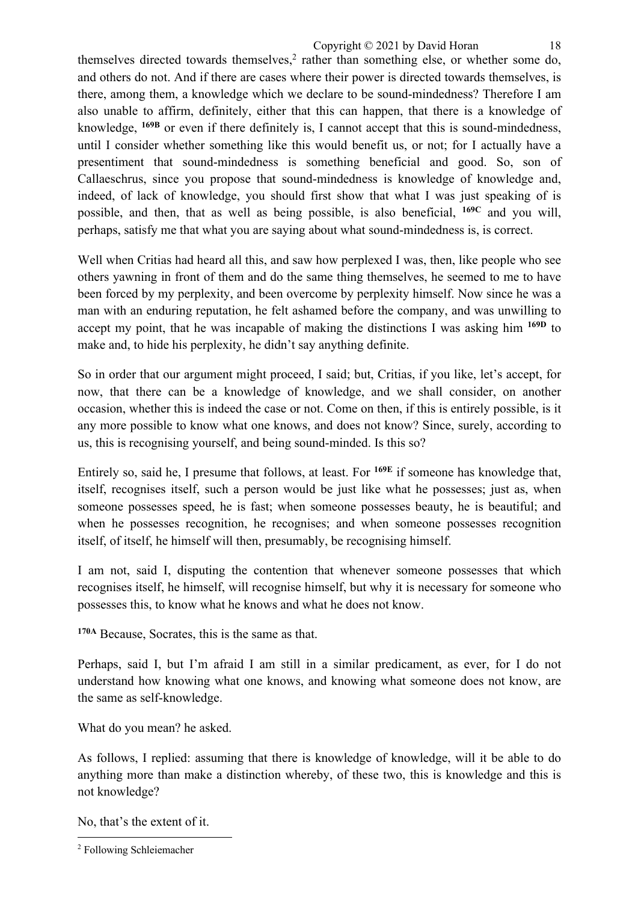themselves directed towards themselves,[2] rather than something else, or whether some do, and others do not. And if there are cases where their power is directed towards themselves, is there, among them, a knowledge which we declare to be sound-mindedness? Therefore I am also unable to affirm, definitely, either that this can happen, that there is a knowledge of knowledge, **169B** or even if there definitely is, I cannot accept that this is sound-mindedness, until I consider whether something like this would benefit us, or not; for I actually have a presentiment that sound-mindedness is something beneficial and good. So, son of Callaeschrus, since you propose that sound-mindedness is knowledge of knowledge and, indeed, of lack of knowledge, you should first show that what I was just speaking of is possible, and then, that as well as being possible, is also beneficial, **169C** and you will, perhaps, satisfy me that what you are saying about what sound-mindedness is, is correct.

Well when Critias had heard all this, and saw how perplexed I was, then, like people who see others yawning in front of them and do the same thing themselves, he seemed to me to have been forced by my perplexity, and been overcome by perplexity himself. Now since he was a man with an enduring reputation, he felt ashamed before the company, and was unwilling to accept my point, that he was incapable of making the distinctions I was asking him **169D** to make and, to hide his perplexity, he didn't say anything definite.

So in order that our argument might proceed, I said; but, Critias, if you like, let's accept, for now, that there can be a knowledge of knowledge, and we shall consider, on another occasion, whether this is indeed the case or not. Come on then, if this is entirely possible, is it any more possible to know what one knows, and does not know? Since, surely, according to us, this is recognising yourself, and being sound-minded. Is this so?

Entirely so, said he, I presume that follows, at least. For **169E** if someone has knowledge that, itself, recognises itself, such a person would be just like what he possesses; just as, when someone possesses speed, he is fast; when someone possesses beauty, he is beautiful; and when he possesses recognition, he recognises; and when someone possesses recognition itself, of itself, he himself will then, presumably, be recognising himself.

I am not, said I, disputing the contention that whenever someone possesses that which recognises itself, he himself, will recognise himself, but why it is necessary for someone who possesses this, to know what he knows and what he does not know.

**170A** Because, Socrates, this is the same as that.

Perhaps, said I, but I'm afraid I am still in a similar predicament, as ever, for I do not understand how knowing what one knows, and knowing what someone does not know, are the same as self-knowledge.

What do you mean? he asked.

As follows, I replied: assuming that there is knowledge of knowledge, will it be able to do anything more than make a distinction whereby, of these two, this is knowledge and this is not knowledge?

No, that's the extent of it.

---

[2] Following Schleiemacher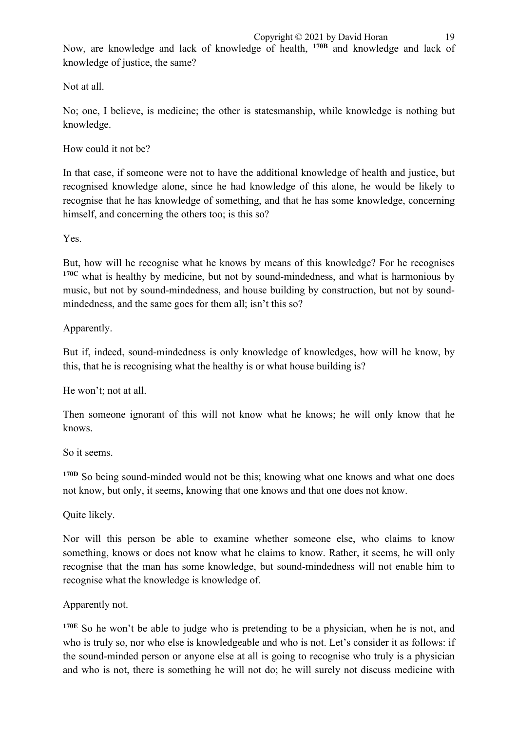Now, are knowledge and lack of knowledge of health, **170B** and knowledge and lack of knowledge of justice, the same?

Not at all.

No; one, I believe, is medicine; the other is statesmanship, while knowledge is nothing but knowledge.

How could it not be?

In that case, if someone were not to have the additional knowledge of health and justice, but recognised knowledge alone, since he had knowledge of this alone, he would be likely to recognise that he has knowledge of something, and that he has some knowledge, concerning himself, and concerning the others too; is this so?

Yes.

But, how will he recognise what he knows by means of this knowledge? For he recognises **170C** what is healthy by medicine, but not by sound-mindedness, and what is harmonious by music, but not by sound-mindedness, and house building by construction, but not by sound-mindedness, and the same goes for them all; isn't this so?

Apparently.

But if, indeed, sound-mindedness is only knowledge of knowledges, how will he know, by this, that he is recognising what the healthy is or what house building is?

He won't; not at all.

Then someone ignorant of this will not know what he knows; he will only know that he knows.

So it seems.

**170D** So being sound-minded would not be this; knowing what one knows and what one does not know, but only, it seems, knowing that one knows and that one does not know.

Quite likely.

Nor will this person be able to examine whether someone else, who claims to know something, knows or does not know what he claims to know. Rather, it seems, he will only recognise that the man has some knowledge, but sound-mindedness will not enable him to recognise what the knowledge is knowledge of.

Apparently not.

**170E** So he won't be able to judge who is pretending to be a physician, when he is not, and who is truly so, nor who else is knowledgeable and who is not. Let's consider it as follows: if the sound-minded person or anyone else at all is going to recognise who truly is a physician and who is not, there is something he will not do; he will surely not discuss medicine with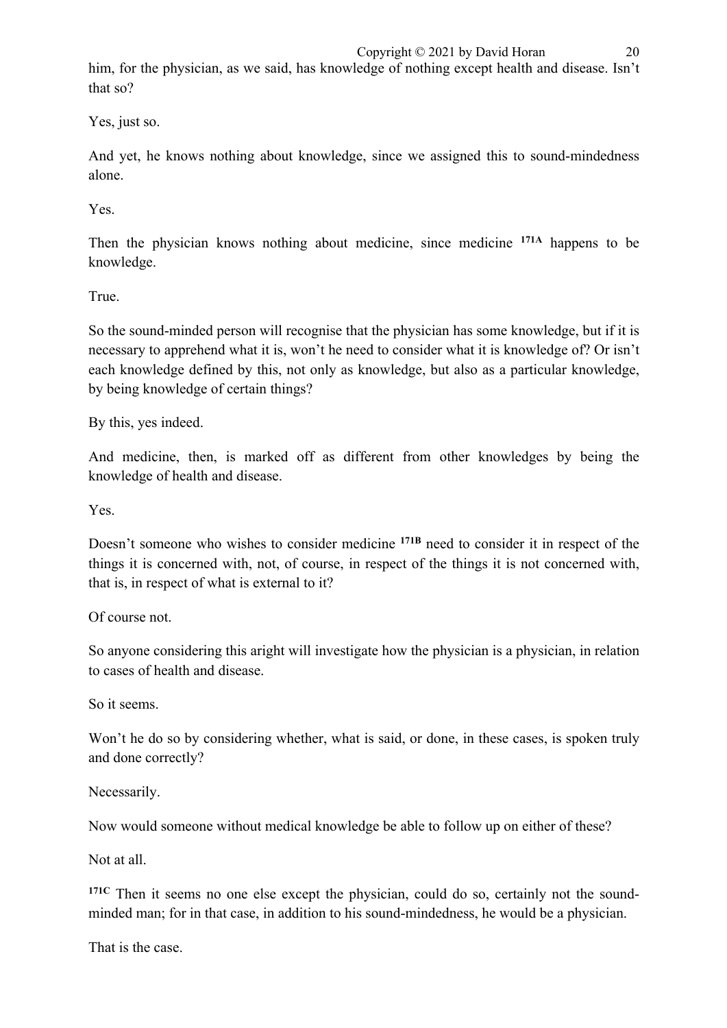him, for the physician, as we said, has knowledge of nothing except health and disease. Isn't that so?

Yes, just so.

And yet, he knows nothing about knowledge, since we assigned this to sound-mindedness alone.

Yes.

Then the physician knows nothing about medicine, since medicine **171A** happens to be knowledge.

True.

So the sound-minded person will recognise that the physician has some knowledge, but if it is necessary to apprehend what it is, won't he need to consider what it is knowledge of? Or isn't each knowledge defined by this, not only as knowledge, but also as a particular knowledge, by being knowledge of certain things?

By this, yes indeed.

And medicine, then, is marked off as different from other knowledges by being the knowledge of health and disease.

Yes.

Doesn't someone who wishes to consider medicine **171B** need to consider it in respect of the things it is concerned with, not, of course, in respect of the things it is not concerned with, that is, in respect of what is external to it?

Of course not.

So anyone considering this aright will investigate how the physician is a physician, in relation to cases of health and disease.

So it seems.

Won't he do so by considering whether, what is said, or done, in these cases, is spoken truly and done correctly?

Necessarily.

Now would someone without medical knowledge be able to follow up on either of these?

Not at all.

**171C** Then it seems no one else except the physician, could do so, certainly not the sound-minded man; for in that case, in addition to his sound-mindedness, he would be a physician.

That is the case.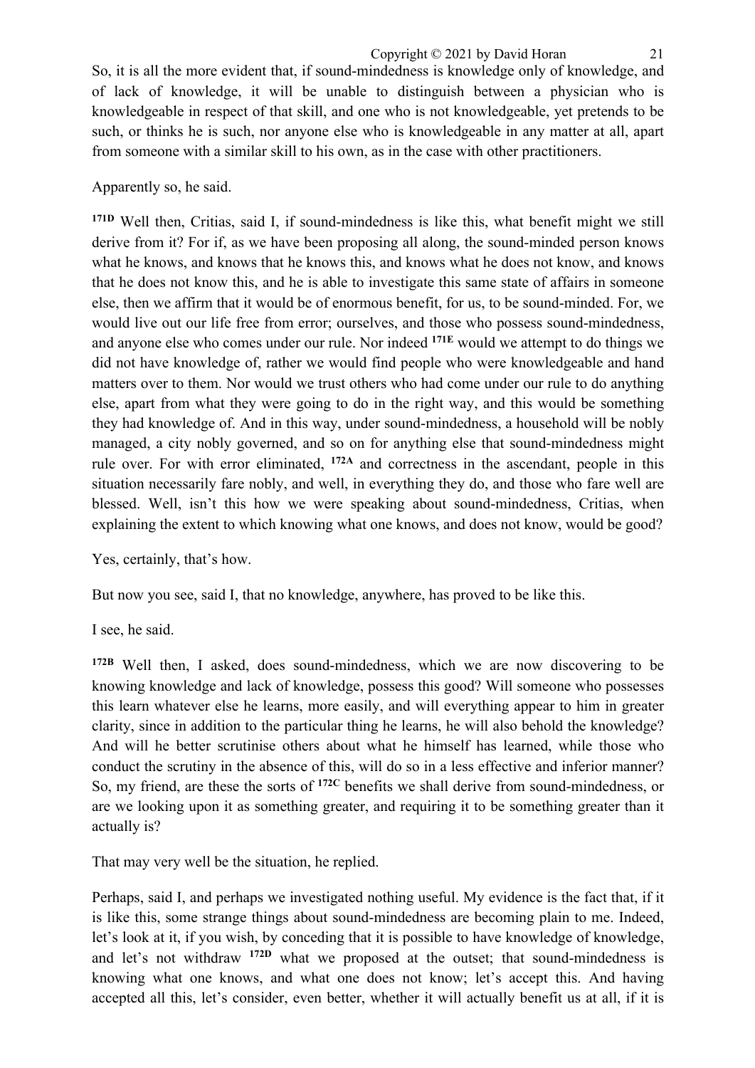So, it is all the more evident that, if sound-mindedness is knowledge only of knowledge, and of lack of knowledge, it will be unable to distinguish between a physician who is knowledgeable in respect of that skill, and one who is not knowledgeable, yet pretends to be such, or thinks he is such, nor anyone else who is knowledgeable in any matter at all, apart from someone with a similar skill to his own, as in the case with other practitioners.

Apparently so, he said.

**171D** Well then, Critias, said I, if sound-mindedness is like this, what benefit might we still derive from it? For if, as we have been proposing all along, the sound-minded person knows what he knows, and knows that he knows this, and knows what he does not know, and knows that he does not know this, and he is able to investigate this same state of affairs in someone else, then we affirm that it would be of enormous benefit, for us, to be sound-minded. For, we would live out our life free from error; ourselves, and those who possess sound-mindedness, and anyone else who comes under our rule. Nor indeed **171E** would we attempt to do things we did not have knowledge of, rather we would find people who were knowledgeable and hand matters over to them. Nor would we trust others who had come under our rule to do anything else, apart from what they were going to do in the right way, and this would be something they had knowledge of. And in this way, under sound-mindedness, a household will be nobly managed, a city nobly governed, and so on for anything else that sound-mindedness might rule over. For with error eliminated, **172A** and correctness in the ascendant, people in this situation necessarily fare nobly, and well, in everything they do, and those who fare well are blessed. Well, isn't this how we were speaking about sound-mindedness, Critias, when explaining the extent to which knowing what one knows, and does not know, would be good?

Yes, certainly, that's how.

But now you see, said I, that no knowledge, anywhere, has proved to be like this.

I see, he said.

**172B** Well then, I asked, does sound-mindedness, which we are now discovering to be knowing knowledge and lack of knowledge, possess this good? Will someone who possesses this learn whatever else he learns, more easily, and will everything appear to him in greater clarity, since in addition to the particular thing he learns, he will also behold the knowledge? And will he better scrutinise others about what he himself has learned, while those who conduct the scrutiny in the absence of this, will do so in a less effective and inferior manner? So, my friend, are these the sorts of **172C** benefits we shall derive from sound-mindedness, or are we looking upon it as something greater, and requiring it to be something greater than it actually is?

That may very well be the situation, he replied.

Perhaps, said I, and perhaps we investigated nothing useful. My evidence is the fact that, if it is like this, some strange things about sound-mindedness are becoming plain to me. Indeed, let's look at it, if you wish, by conceding that it is possible to have knowledge of knowledge, and let's not withdraw **172D** what we proposed at the outset; that sound-mindedness is knowing what one knows, and what one does not know; let's accept this. And having accepted all this, let's consider, even better, whether it will actually benefit us at all, if it is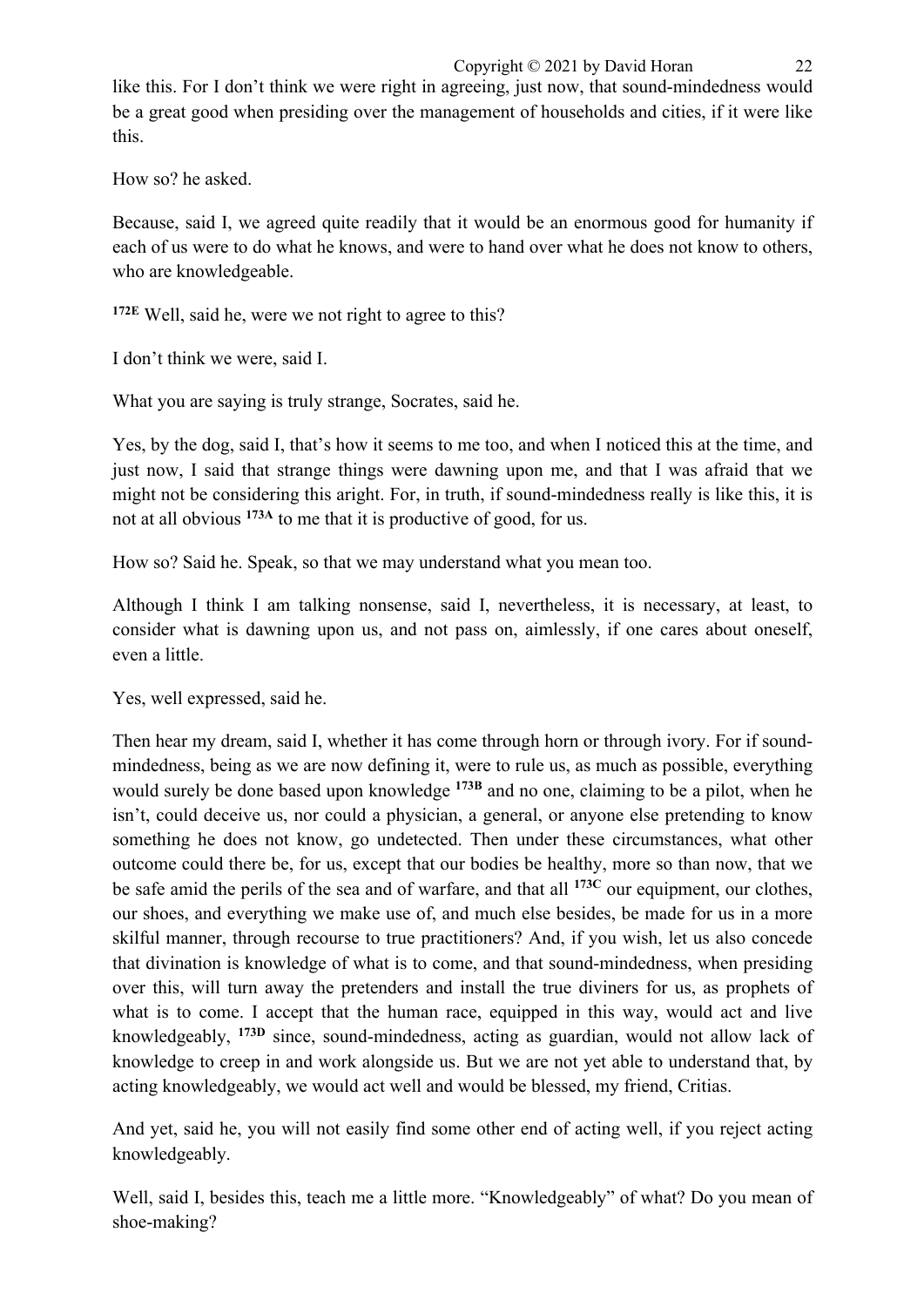like this. For I don't think we were right in agreeing, just now, that sound-mindedness would be a great good when presiding over the management of households and cities, if it were like this.

How so? he asked.

Because, said I, we agreed quite readily that it would be an enormous good for humanity if each of us were to do what he knows, and were to hand over what he does not know to others, who are knowledgeable.

**172E** Well, said he, were we not right to agree to this?

I don't think we were, said I.

What you are saying is truly strange, Socrates, said he.

Yes, by the dog, said I, that's how it seems to me too, and when I noticed this at the time, and just now, I said that strange things were dawning upon me, and that I was afraid that we might not be considering this aright. For, in truth, if sound-mindedness really is like this, it is not at all obvious **173A** to me that it is productive of good, for us.

How so? Said he. Speak, so that we may understand what you mean too.

Although I think I am talking nonsense, said I, nevertheless, it is necessary, at least, to consider what is dawning upon us, and not pass on, aimlessly, if one cares about oneself, even a little.

Yes, well expressed, said he.

Then hear my dream, said I, whether it has come through horn or through ivory. For if sound-mindedness, being as we are now defining it, were to rule us, as much as possible, everything would surely be done based upon knowledge **173B** and no one, claiming to be a pilot, when he isn't, could deceive us, nor could a physician, a general, or anyone else pretending to know something he does not know, go undetected. Then under these circumstances, what other outcome could there be, for us, except that our bodies be healthy, more so than now, that we be safe amid the perils of the sea and of warfare, and that all **173C** our equipment, our clothes, our shoes, and everything we make use of, and much else besides, be made for us in a more skilful manner, through recourse to true practitioners? And, if you wish, let us also concede that divination is knowledge of what is to come, and that sound-mindedness, when presiding over this, will turn away the pretenders and install the true diviners for us, as prophets of what is to come. I accept that the human race, equipped in this way, would act and live knowledgeably, **173D** since, sound-mindedness, acting as guardian, would not allow lack of knowledge to creep in and work alongside us. But we are not yet able to understand that, by acting knowledgeably, we would act well and would be blessed, my friend, Critias.

And yet, said he, you will not easily find some other end of acting well, if you reject acting knowledgeably.

Well, said I, besides this, teach me a little more. "Knowledgeably" of what? Do you mean of shoe-making?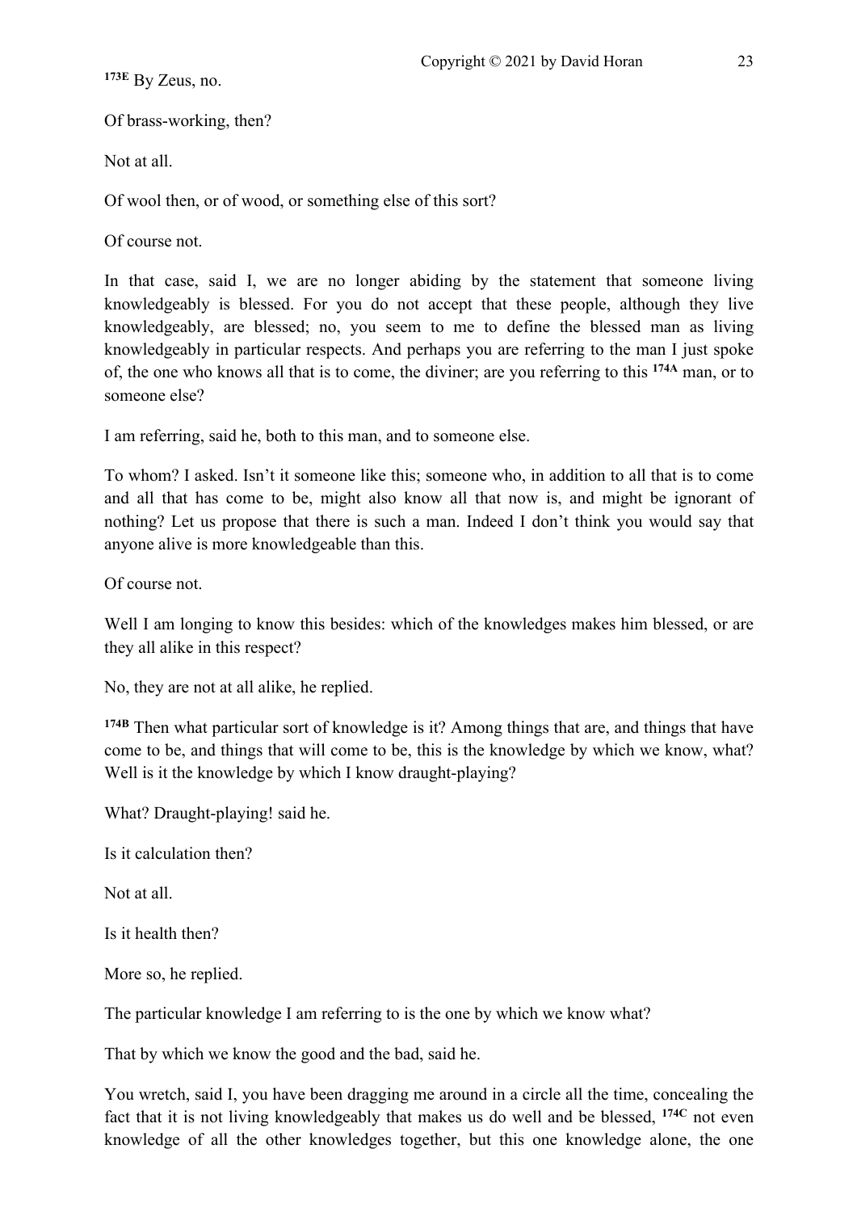[173E] By Zeus, no.

Of brass-working, then?

Not at all.

Of wool then, or of wood, or something else of this sort?

Of course not.

In that case, said I, we are no longer abiding by the statement that someone living knowledgeably is blessed. For you do not accept that these people, although they live knowledgeably, are blessed; no, you seem to me to define the blessed man as living knowledgeably in particular respects. And perhaps you are referring to the man I just spoke of, the one who knows all that is to come, the diviner; are you referring to this [174A] man, or to someone else?

I am referring, said he, both to this man, and to someone else.

To whom? I asked. Isn't it someone like this; someone who, in addition to all that is to come and all that has come to be, might also know all that now is, and might be ignorant of nothing? Let us propose that there is such a man. Indeed I don't think you would say that anyone alive is more knowledgeable than this.

Of course not.

Well I am longing to know this besides: which of the knowledges makes him blessed, or are they all alike in this respect?

No, they are not at all alike, he replied.

[174B] Then what particular sort of knowledge is it? Among things that are, and things that have come to be, and things that will come to be, this is the knowledge by which we know, what? Well is it the knowledge by which I know draught-playing?

What? Draught-playing! said he.

Is it calculation then?

Not at all.

Is it health then?

More so, he replied.

The particular knowledge I am referring to is the one by which we know what?

That by which we know the good and the bad, said he.

You wretch, said I, you have been dragging me around in a circle all the time, concealing the fact that it is not living knowledgeably that makes us do well and be blessed, [174C] not even knowledge of all the other knowledges together, but this one knowledge alone, the one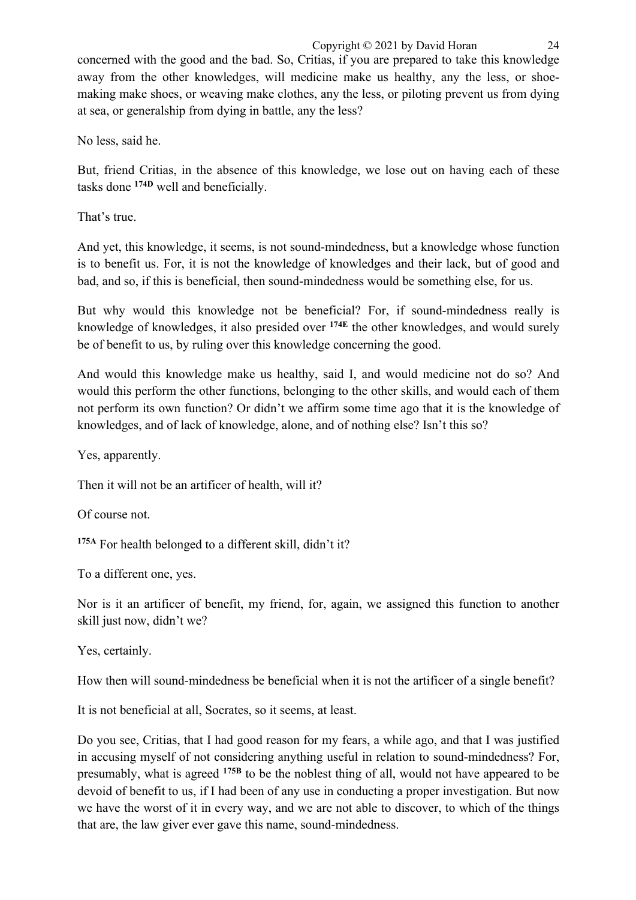concerned with the good and the bad. So, Critias, if you are prepared to take this knowledge away from the other knowledges, will medicine make us healthy, any the less, or shoe-making make shoes, or weaving make clothes, any the less, or piloting prevent us from dying at sea, or generalship from dying in battle, any the less?

No less, said he.

But, friend Critias, in the absence of this knowledge, we lose out on having each of these tasks done **174D** well and beneficially.

That's true.

And yet, this knowledge, it seems, is not sound-mindedness, but a knowledge whose function is to benefit us. For, it is not the knowledge of knowledges and their lack, but of good and bad, and so, if this is beneficial, then sound-mindedness would be something else, for us.

But why would this knowledge not be beneficial? For, if sound-mindedness really is knowledge of knowledges, it also presided over **174E** the other knowledges, and would surely be of benefit to us, by ruling over this knowledge concerning the good.

And would this knowledge make us healthy, said I, and would medicine not do so? And would this perform the other functions, belonging to the other skills, and would each of them not perform its own function? Or didn't we affirm some time ago that it is the knowledge of knowledges, and of lack of knowledge, alone, and of nothing else? Isn't this so?

Yes, apparently.

Then it will not be an artificer of health, will it?

Of course not.

**175A** For health belonged to a different skill, didn't it?

To a different one, yes.

Nor is it an artificer of benefit, my friend, for, again, we assigned this function to another skill just now, didn't we?

Yes, certainly.

How then will sound-mindedness be beneficial when it is not the artificer of a single benefit?

It is not beneficial at all, Socrates, so it seems, at least.

Do you see, Critias, that I had good reason for my fears, a while ago, and that I was justified in accusing myself of not considering anything useful in relation to sound-mindedness? For, presumably, what is agreed **175B** to be the noblest thing of all, would not have appeared to be devoid of benefit to us, if I had been of any use in conducting a proper investigation. But now we have the worst of it in every way, and we are not able to discover, to which of the things that are, the law giver ever gave this name, sound-mindedness.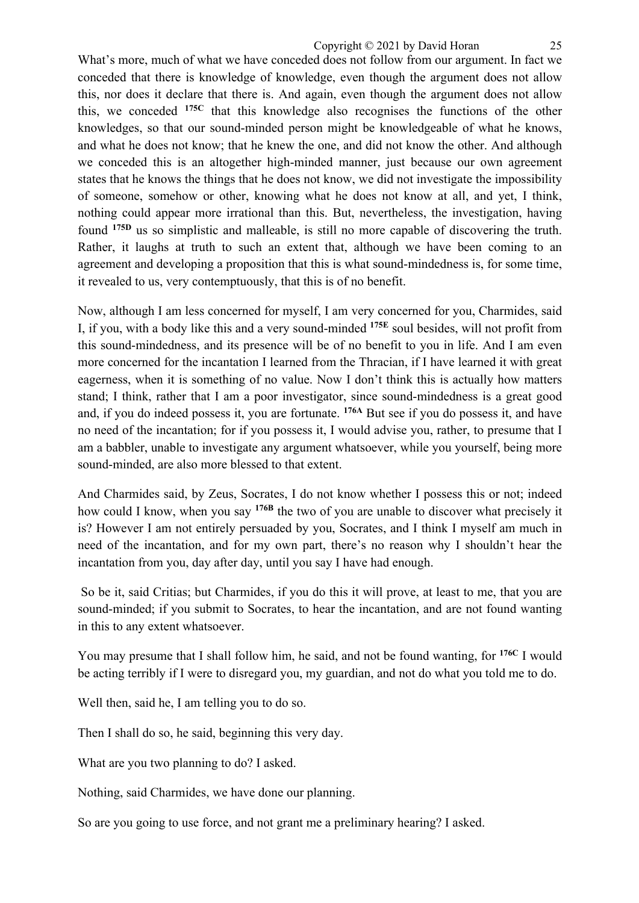What's more, much of what we have conceded does not follow from our argument. In fact we conceded that there is knowledge of knowledge, even though the argument does not allow this, nor does it declare that there is. And again, even though the argument does not allow this, we conceded **175C** that this knowledge also recognises the functions of the other knowledges, so that our sound-minded person might be knowledgeable of what he knows, and what he does not know; that he knew the one, and did not know the other. And although we conceded this is an altogether high-minded manner, just because our own agreement states that he knows the things that he does not know, we did not investigate the impossibility of someone, somehow or other, knowing what he does not know at all, and yet, I think, nothing could appear more irrational than this. But, nevertheless, the investigation, having found **175D** us so simplistic and malleable, is still no more capable of discovering the truth. Rather, it laughs at truth to such an extent that, although we have been coming to an agreement and developing a proposition that this is what sound-mindedness is, for some time, it revealed to us, very contemptuously, that this is of no benefit.

Now, although I am less concerned for myself, I am very concerned for you, Charmides, said I, if you, with a body like this and a very sound-minded **175E** soul besides, will not profit from this sound-mindedness, and its presence will be of no benefit to you in life. And I am even more concerned for the incantation I learned from the Thracian, if I have learned it with great eagerness, when it is something of no value. Now I don't think this is actually how matters stand; I think, rather that I am a poor investigator, since sound-mindedness is a great good and, if you do indeed possess it, you are fortunate. **176A** But see if you do possess it, and have no need of the incantation; for if you possess it, I would advise you, rather, to presume that I am a babbler, unable to investigate any argument whatsoever, while you yourself, being more sound-minded, are also more blessed to that extent.

And Charmides said, by Zeus, Socrates, I do not know whether I possess this or not; indeed how could I know, when you say **176B** the two of you are unable to discover what precisely it is? However I am not entirely persuaded by you, Socrates, and I think I myself am much in need of the incantation, and for my own part, there's no reason why I shouldn't hear the incantation from you, day after day, until you say I have had enough.

So be it, said Critias; but Charmides, if you do this it will prove, at least to me, that you are sound-minded; if you submit to Socrates, to hear the incantation, and are not found wanting in this to any extent whatsoever.

You may presume that I shall follow him, he said, and not be found wanting, for **176C** I would be acting terribly if I were to disregard you, my guardian, and not do what you told me to do.

Well then, said he, I am telling you to do so.

Then I shall do so, he said, beginning this very day.

What are you two planning to do? I asked.

Nothing, said Charmides, we have done our planning.

So are you going to use force, and not grant me a preliminary hearing? I asked.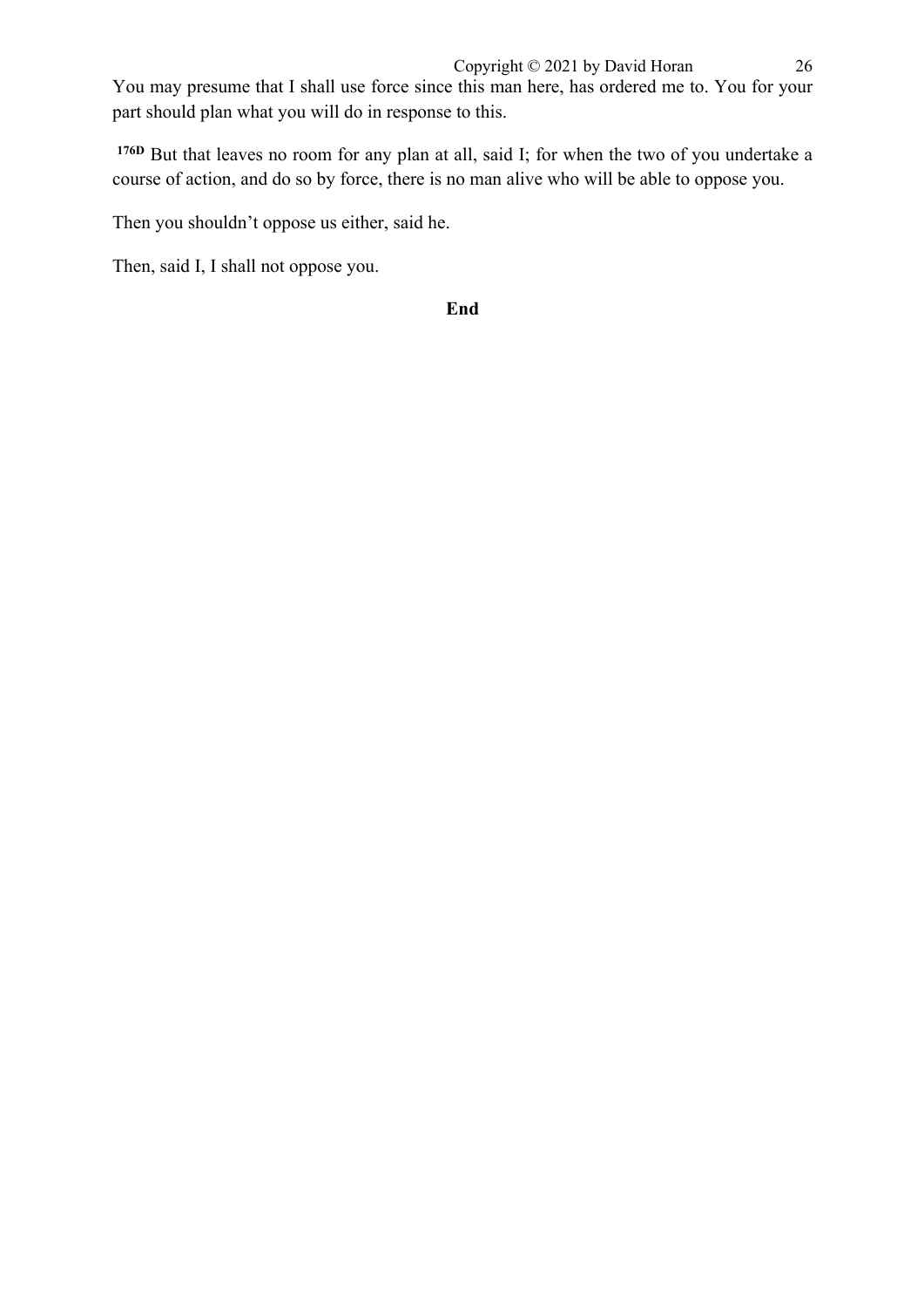You may presume that I shall use force since this man here, has ordered me to. You for your part should plan what you will do in response to this.

[176D] But that leaves no room for any plan at all, said I; for when the two of you undertake a course of action, and do so by force, there is no man alive who will be able to oppose you.

Then you shouldn't oppose us either, said he.

Then, said I, I shall not oppose you.

**End**